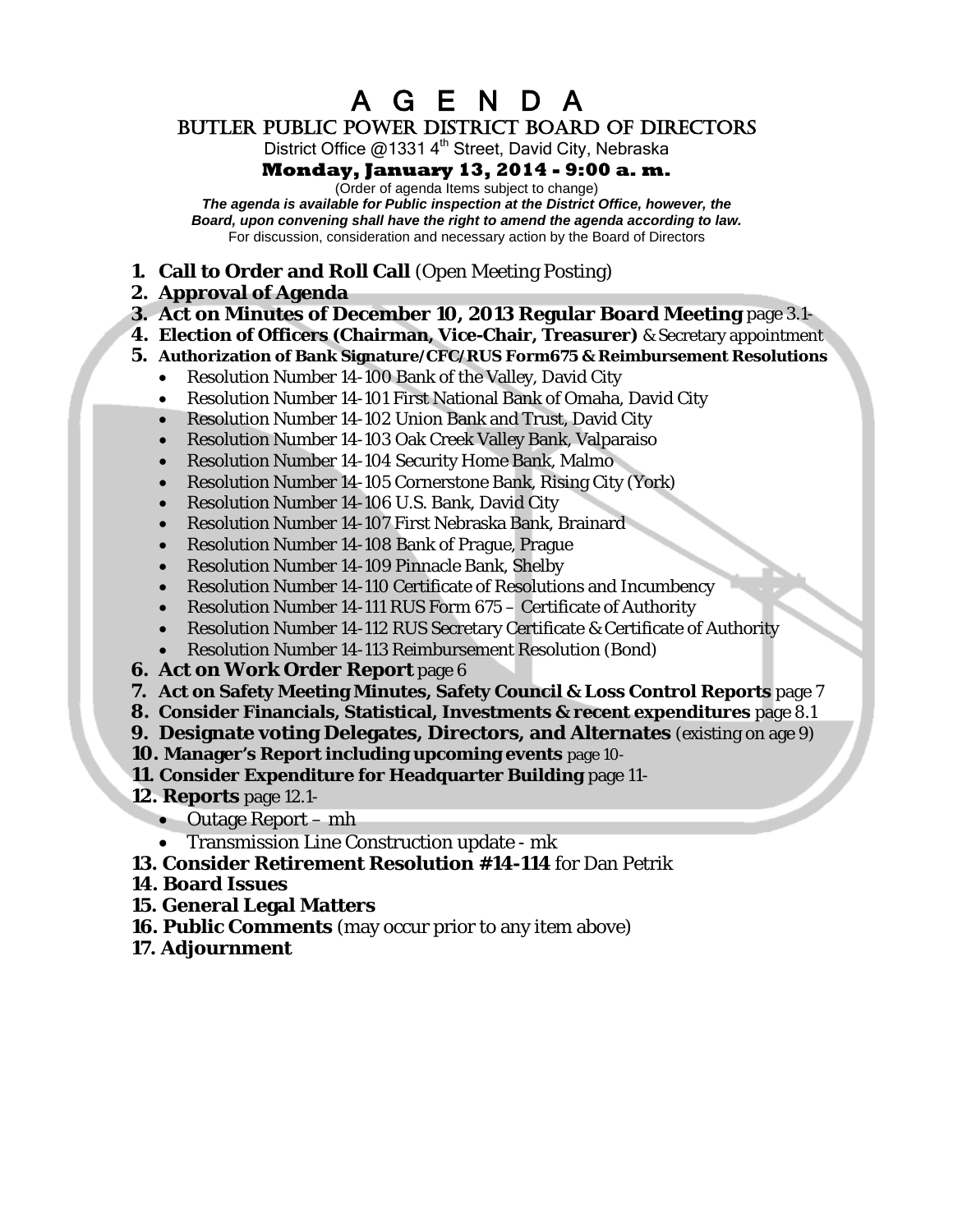# A G E N D A

## BUTLER PUBLIC POWER DISTRICT BOARD OF DIRECTORS

District Office @1331 4th Street, David City, Nebraska

**Monday, January 13, 2014 - 9:00 a. m.**

(Order of agenda Items subject to change)

***The agenda is available for Public inspection at the District Office, however, the Board, upon convening shall have the right to amend the agenda according to law.***

For discussion, consideration and necessary action by the Board of Directors

1. **Call to Order and Roll Call** (Open Meeting Posting)
2. **Approval of Agenda**
3. **Act on Minutes of December 10, 2013 Regular Board Meeting** page 3.1-
4. **Election of Officers (Chairman, Vice-Chair, Treasurer)** & Secretary appointment
5. **Authorization of Bank Signature/CFC/RUS Form675 & Reimbursement Resolutions**
   - Resolution Number 14-100 Bank of the Valley, David City
   - Resolution Number 14-101 First National Bank of Omaha, David City
   - Resolution Number 14-102 Union Bank and Trust, David City
   - Resolution Number 14-103 Oak Creek Valley Bank, Valparaiso
   - Resolution Number 14-104 Security Home Bank, Malmo
   - Resolution Number 14-105 Cornerstone Bank, Rising City (York)
   - Resolution Number 14-106 U.S. Bank, David City
   - Resolution Number 14-107 First Nebraska Bank, Brainard
   - Resolution Number 14-108 Bank of Prague, Prague
   - Resolution Number 14-109 Pinnacle Bank, Shelby
   - Resolution Number 14-110 Certificate of Resolutions and Incumbency
   - Resolution Number 14-111 RUS Form 675 – Certificate of Authority
   - Resolution Number 14-112 RUS Secretary Certificate & Certificate of Authority
   - Resolution Number 14-113 Reimbursement Resolution (Bond)
6. **Act on Work Order Report** page 6
7. **Act on Safety Meeting Minutes, Safety Council & Loss Control Reports** page 7
8. **Consider Financials, Statistical, Investments & recent expenditures** page 8.1
9. **Designate voting Delegates, Directors, and Alternates** (existing on age 9)
10. **Manager's Report including upcoming events** page 10-
11. **Consider Expenditure for Headquarter Building** page 11-
12. **Reports** page 12.1-
    - Outage Report – mh
    - Transmission Line Construction update - mk
13. **Consider Retirement Resolution #14-114** for Dan Petrik
14. **Board Issues**
15. **General Legal Matters**
16. **Public Comments** (may occur prior to any item above)
17. **Adjournment**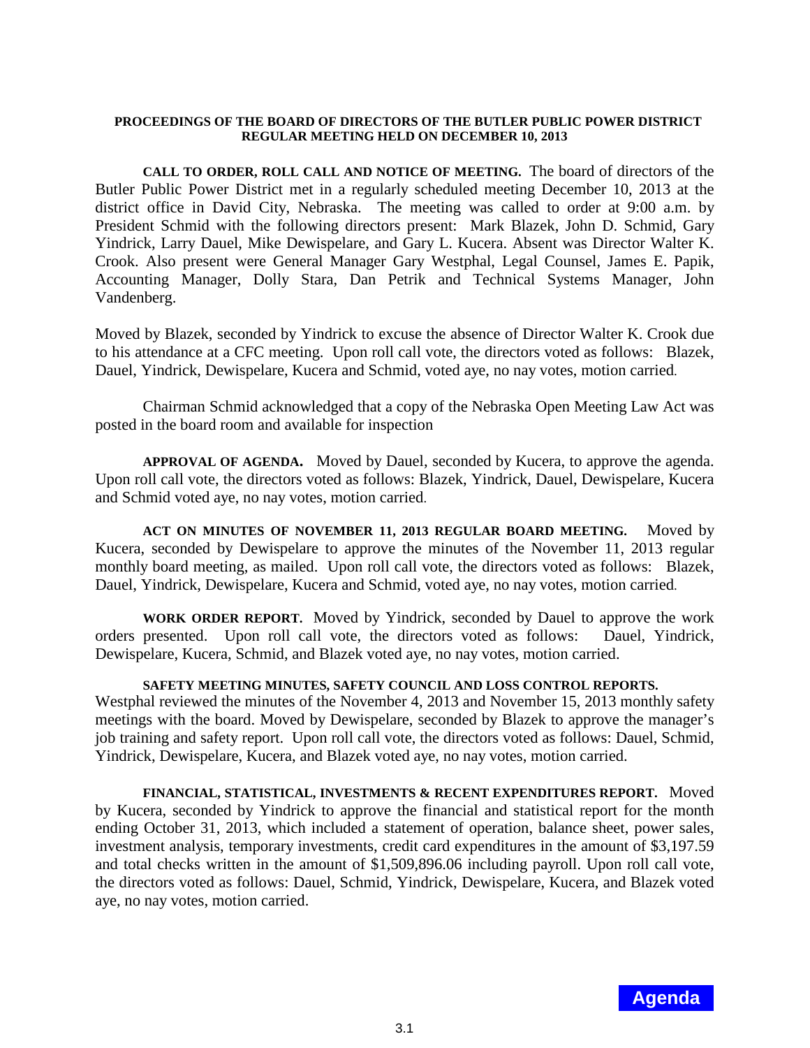**PROCEEDINGS OF THE BOARD OF DIRECTORS OF THE BUTLER PUBLIC POWER DISTRICT REGULAR MEETING HELD ON DECEMBER 10, 2013**

**CALL TO ORDER, ROLL CALL AND NOTICE OF MEETING.** The board of directors of the Butler Public Power District met in a regularly scheduled meeting December 10, 2013 at the district office in David City, Nebraska. The meeting was called to order at 9:00 a.m. by President Schmid with the following directors present: Mark Blazek, John D. Schmid, Gary Yindrick, Larry Dauel, Mike Dewispelare, and Gary L. Kucera. Absent was Director Walter K. Crook. Also present were General Manager Gary Westphal, Legal Counsel, James E. Papik, Accounting Manager, Dolly Stara, Dan Petrik and Technical Systems Manager, John Vandenberg.

Moved by Blazek, seconded by Yindrick to excuse the absence of Director Walter K. Crook due to his attendance at a CFC meeting. Upon roll call vote, the directors voted as follows: Blazek, Dauel, Yindrick, Dewispelare, Kucera and Schmid, voted aye, no nay votes, motion carried.

Chairman Schmid acknowledged that a copy of the Nebraska Open Meeting Law Act was posted in the board room and available for inspection

**APPROVAL OF AGENDA.** Moved by Dauel, seconded by Kucera, to approve the agenda. Upon roll call vote, the directors voted as follows: Blazek, Yindrick, Dauel, Dewispelare, Kucera and Schmid voted aye, no nay votes, motion carried.

**ACT ON MINUTES OF NOVEMBER 11, 2013 REGULAR BOARD MEETING.** Moved by Kucera, seconded by Dewispelare to approve the minutes of the November 11, 2013 regular monthly board meeting, as mailed. Upon roll call vote, the directors voted as follows: Blazek, Dauel, Yindrick, Dewispelare, Kucera and Schmid, voted aye, no nay votes, motion carried.

**WORK ORDER REPORT.** Moved by Yindrick, seconded by Dauel to approve the work orders presented. Upon roll call vote, the directors voted as follows: Dauel, Yindrick, Dewispelare, Kucera, Schmid, and Blazek voted aye, no nay votes, motion carried.

**SAFETY MEETING MINUTES, SAFETY COUNCIL AND LOSS CONTROL REPORTS.** Westphal reviewed the minutes of the November 4, 2013 and November 15, 2013 monthly safety meetings with the board. Moved by Dewispelare, seconded by Blazek to approve the manager's job training and safety report. Upon roll call vote, the directors voted as follows: Dauel, Schmid, Yindrick, Dewispelare, Kucera, and Blazek voted aye, no nay votes, motion carried.

**FINANCIAL, STATISTICAL, INVESTMENTS & RECENT EXPENDITURES REPORT.** Moved by Kucera, seconded by Yindrick to approve the financial and statistical report for the month ending October 31, 2013, which included a statement of operation, balance sheet, power sales, investment analysis, temporary investments, credit card expenditures in the amount of $3,197.59 and total checks written in the amount of $1,509,896.06 including payroll. Upon roll call vote, the directors voted as follows: Dauel, Schmid, Yindrick, Dewispelare, Kucera, and Blazek voted aye, no nay votes, motion carried.

**Agenda**

3.1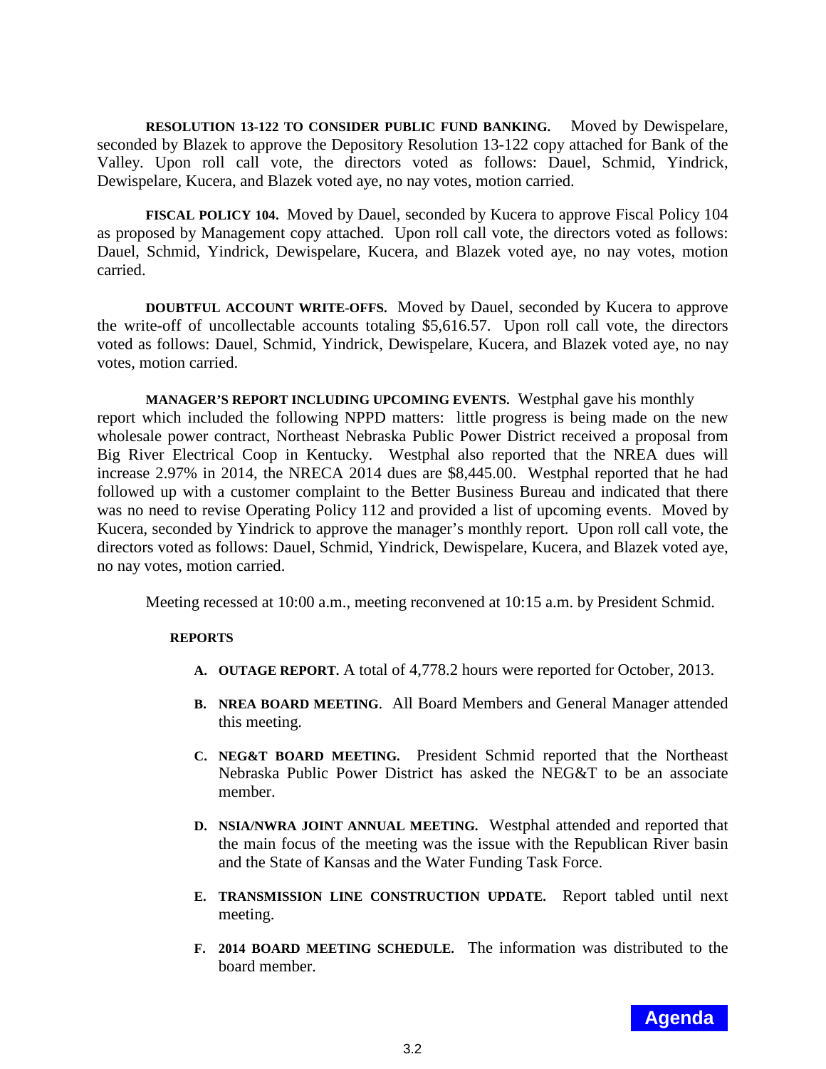**RESOLUTION 13-122 TO CONSIDER PUBLIC FUND BANKING.** Moved by Dewispelare, seconded by Blazek to approve the Depository Resolution 13-122 copy attached for Bank of the Valley. Upon roll call vote, the directors voted as follows: Dauel, Schmid, Yindrick, Dewispelare, Kucera, and Blazek voted aye, no nay votes, motion carried.

**FISCAL POLICY 104.** Moved by Dauel, seconded by Kucera to approve Fiscal Policy 104 as proposed by Management copy attached. Upon roll call vote, the directors voted as follows: Dauel, Schmid, Yindrick, Dewispelare, Kucera, and Blazek voted aye, no nay votes, motion carried.

**DOUBTFUL ACCOUNT WRITE-OFFS.** Moved by Dauel, seconded by Kucera to approve the write-off of uncollectable accounts totaling $5,616.57. Upon roll call vote, the directors voted as follows: Dauel, Schmid, Yindrick, Dewispelare, Kucera, and Blazek voted aye, no nay votes, motion carried.

**MANAGER'S REPORT INCLUDING UPCOMING EVENTS.** Westphal gave his monthly report which included the following NPPD matters: little progress is being made on the new wholesale power contract, Northeast Nebraska Public Power District received a proposal from Big River Electrical Coop in Kentucky. Westphal also reported that the NREA dues will increase 2.97% in 2014, the NRECA 2014 dues are $8,445.00. Westphal reported that he had followed up with a customer complaint to the Better Business Bureau and indicated that there was no need to revise Operating Policy 112 and provided a list of upcoming events. Moved by Kucera, seconded by Yindrick to approve the manager's monthly report. Upon roll call vote, the directors voted as follows: Dauel, Schmid, Yindrick, Dewispelare, Kucera, and Blazek voted aye, no nay votes, motion carried.

Meeting recessed at 10:00 a.m., meeting reconvened at 10:15 a.m. by President Schmid.

**REPORTS**

A. **OUTAGE REPORT.** A total of 4,778.2 hours were reported for October, 2013.

B. **NREA BOARD MEETING**. All Board Members and General Manager attended this meeting.

C. **NEG&T BOARD MEETING.** President Schmid reported that the Northeast Nebraska Public Power District has asked the NEG&T to be an associate member.

D. **NSIA/NWRA JOINT ANNUAL MEETING.** Westphal attended and reported that the main focus of the meeting was the issue with the Republican River basin and the State of Kansas and the Water Funding Task Force.

E. **TRANSMISSION LINE CONSTRUCTION UPDATE.** Report tabled until next meeting.

F. **2014 BOARD MEETING SCHEDULE.** The information was distributed to the board member.

Agenda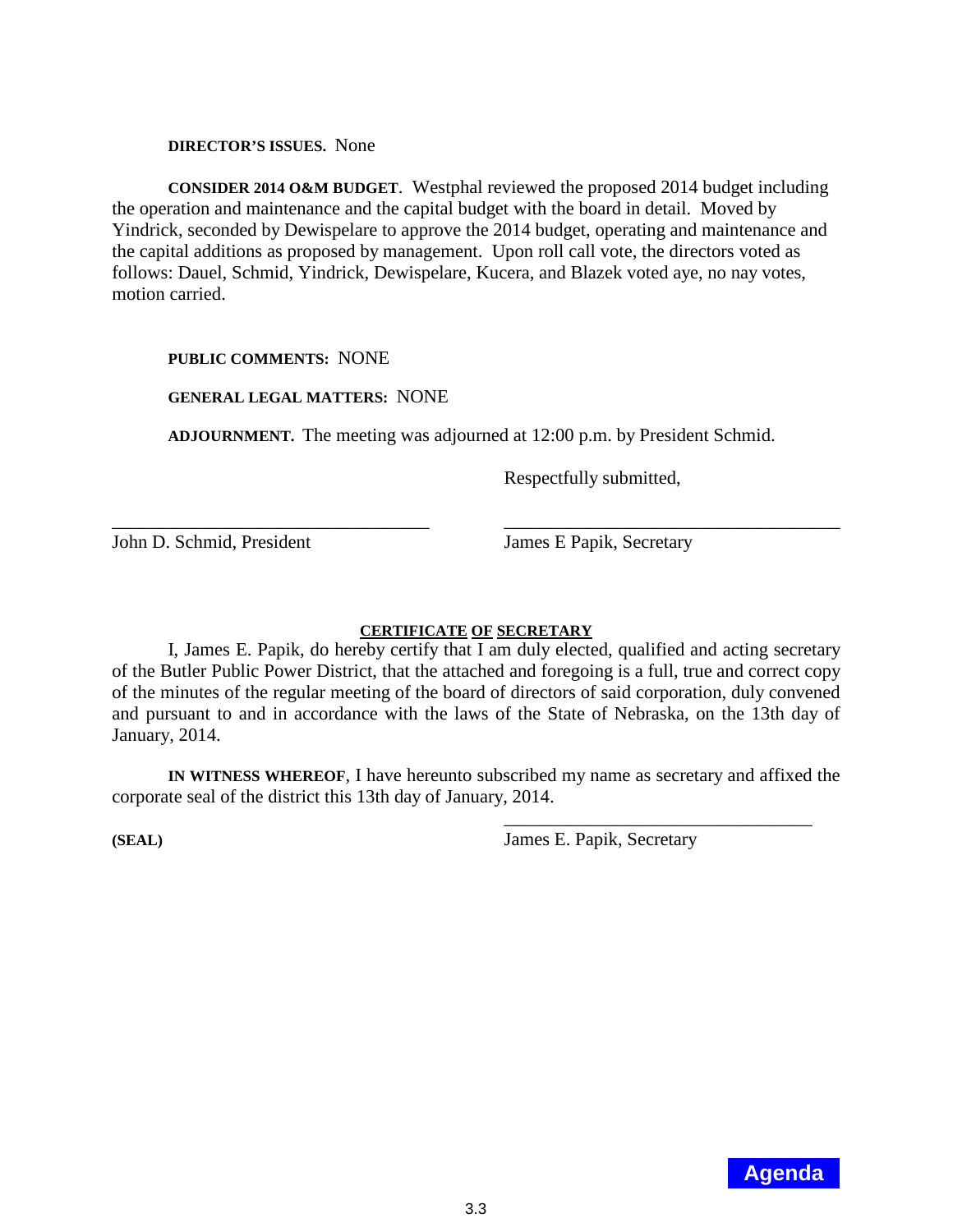**DIRECTOR'S ISSUES.** None

**CONSIDER 2014 O&M BUDGET**. Westphal reviewed the proposed 2014 budget including the operation and maintenance and the capital budget with the board in detail. Moved by Yindrick, seconded by Dewispelare to approve the 2014 budget, operating and maintenance and the capital additions as proposed by management. Upon roll call vote, the directors voted as follows: Dauel, Schmid, Yindrick, Dewispelare, Kucera, and Blazek voted aye, no nay votes, motion carried.

**PUBLIC COMMENTS:** NONE

**GENERAL LEGAL MATTERS:** NONE

**ADJOURNMENT.** The meeting was adjourned at 12:00 p.m. by President Schmid.

Respectfully submitted,

\_\_\_\_\_\_\_\_\_\_\_\_\_\_\_\_\_\_\_\_\_\_\_\_\_\_\_\_\_\_\_\_\_\_\_ &nbsp;&nbsp;&nbsp;&nbsp; \_\_\_\_\_\_\_\_\_\_\_\_\_\_\_\_\_\_\_\_\_\_\_\_\_\_\_\_\_\_\_\_\_\_\_

John D. Schmid, President &nbsp;&nbsp;&nbsp;&nbsp; James E Papik, Secretary

**CERTIFICATE OF SECRETARY**

I, James E. Papik, do hereby certify that I am duly elected, qualified and acting secretary of the Butler Public Power District, that the attached and foregoing is a full, true and correct copy of the minutes of the regular meeting of the board of directors of said corporation, duly convened and pursuant to and in accordance with the laws of the State of Nebraska, on the 13th day of January, 2014.

**IN WITNESS WHEREOF**, I have hereunto subscribed my name as secretary and affixed the corporate seal of the district this 13th day of January, 2014.

\_\_\_\_\_\_\_\_\_\_\_\_\_\_\_\_\_\_\_\_\_\_\_\_\_\_\_\_\_\_\_\_\_\_\_

**(SEAL)** &nbsp;&nbsp;&nbsp;&nbsp; James E. Papik, Secretary

Agenda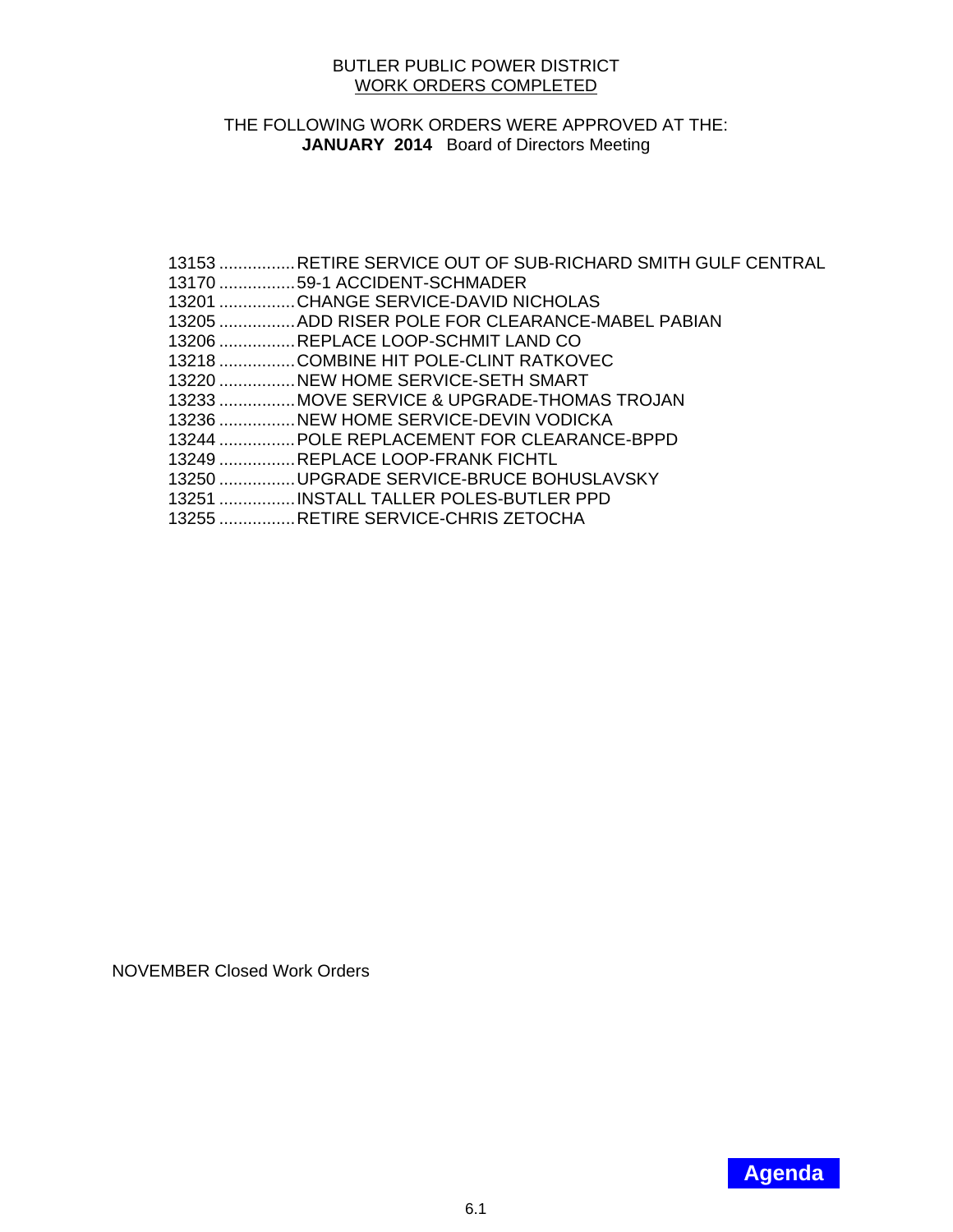BUTLER PUBLIC POWER DISTRICT
WORK ORDERS COMPLETED

THE FOLLOWING WORK ORDERS WERE APPROVED AT THE:
**JANUARY 2014** Board of Directors Meeting

13153 ................RETIRE SERVICE OUT OF SUB-RICHARD SMITH GULF CENTRAL
13170 ................59-1 ACCIDENT-SCHMADER
13201 ................CHANGE SERVICE-DAVID NICHOLAS
13205 ................ADD RISER POLE FOR CLEARANCE-MABEL PABIAN
13206 ................REPLACE LOOP-SCHMIT LAND CO
13218 ................COMBINE HIT POLE-CLINT RATKOVEC
13220 ................NEW HOME SERVICE-SETH SMART
13233 ................MOVE SERVICE & UPGRADE-THOMAS TROJAN
13236 ................NEW HOME SERVICE-DEVIN VODICKA
13244 ................POLE REPLACEMENT FOR CLEARANCE-BPPD
13249 ................REPLACE LOOP-FRANK FICHTL
13250 ................UPGRADE SERVICE-BRUCE BOHUSLAVSKY
13251 ................INSTALL TALLER POLES-BUTLER PPD
13255 ................RETIRE SERVICE-CHRIS ZETOCHA

NOVEMBER Closed Work Orders

Agenda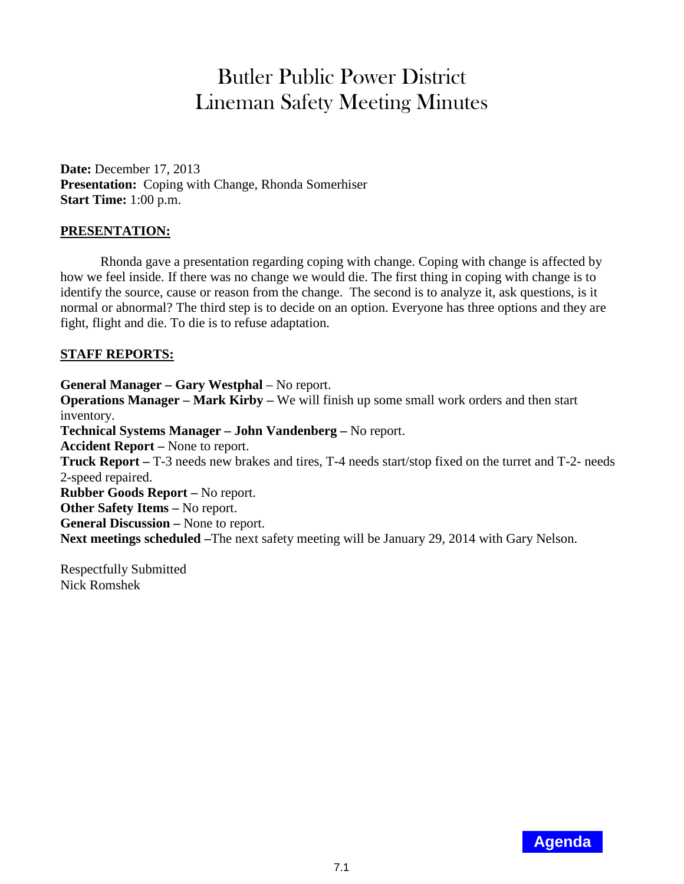# Butler Public Power District
# Lineman Safety Meeting Minutes

**Date:** December 17, 2013
**Presentation:** Coping with Change, Rhonda Somerhiser
**Start Time:** 1:00 p.m.

## PRESENTATION:

Rhonda gave a presentation regarding coping with change. Coping with change is affected by how we feel inside. If there was no change we would die. The first thing in coping with change is to identify the source, cause or reason from the change. The second is to analyze it, ask questions, is it normal or abnormal? The third step is to decide on an option. Everyone has three options and they are fight, flight and die. To die is to refuse adaptation.

## STAFF REPORTS:

**General Manager – Gary Westphal** – No report.
**Operations Manager – Mark Kirby –** We will finish up some small work orders and then start inventory.
**Technical Systems Manager – John Vandenberg –** No report.
**Accident Report –** None to report.
**Truck Report –** T-3 needs new brakes and tires, T-4 needs start/stop fixed on the turret and T-2- needs 2-speed repaired.
**Rubber Goods Report –** No report.
**Other Safety Items –** No report.
**General Discussion –** None to report.
**Next meetings scheduled –**The next safety meeting will be January 29, 2014 with Gary Nelson.

Respectfully Submitted
Nick Romshek

Agenda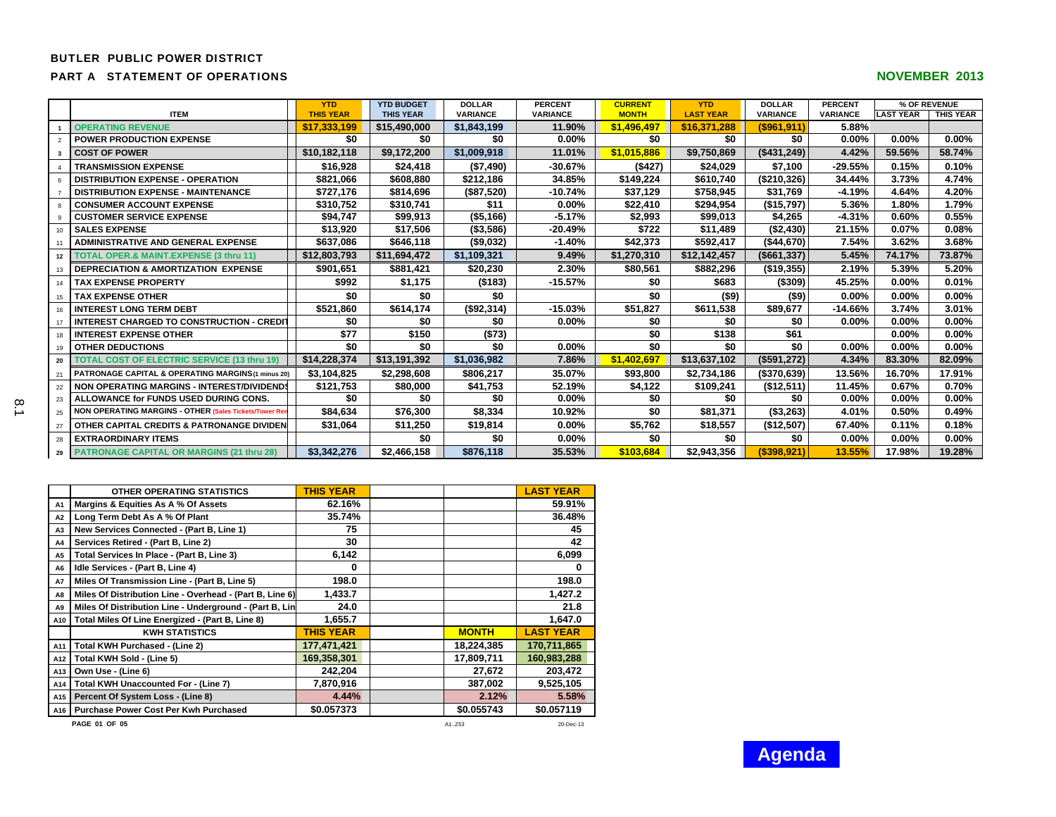**BUTLER PUBLIC POWER DISTRICT**

**PART A STATEMENT OF OPERATIONS**

**NOVEMBER 2013**

| | ITEM | YTD THIS YEAR | YTD BUDGET THIS YEAR | DOLLAR VARIANCE | PERCENT VARIANCE | CURRENT MONTH | YTD LAST YEAR | DOLLAR VARIANCE | PERCENT VARIANCE | % OF REVENUE LAST YEAR | % OF REVENUE THIS YEAR |
|---|---|---|---|---|---|---|---|---|---|---|---|
| 1 | OPERATING REVENUE | $17,333,199 | $15,490,000 | $1,843,199 | 11.90% | $1,496,497 | $16,371,288 | ($961,911) | 5.88% | | |
| 2 | POWER PRODUCTION EXPENSE | $0 | $0 | $0 | 0.00% | $0 | $0 | $0 | 0.00% | 0.00% | 0.00% |
| 3 | COST OF POWER | $10,182,118 | $9,172,200 | $1,009,918 | 11.01% | $1,015,886 | $9,750,869 | ($431,249) | 4.42% | 59.56% | 58.74% |
| 4 | TRANSMISSION EXPENSE | $16,928 | $24,418 | ($7,490) | -30.67% | ($427) | $24,029 | $7,100 | -29.55% | 0.15% | 0.10% |
| 6 | DISTRIBUTION EXPENSE - OPERATION | $821,066 | $608,880 | $212,186 | 34.85% | $149,224 | $610,740 | ($210,326) | 34.44% | 3.73% | 4.74% |
| 7 | DISTRIBUTION EXPENSE - MAINTENANCE | $727,176 | $814,696 | ($87,520) | -10.74% | $37,129 | $758,945 | $31,769 | -4.19% | 4.64% | 4.20% |
| 8 | CONSUMER ACCOUNT EXPENSE | $310,752 | $310,741 | $11 | 0.00% | $22,410 | $294,954 | ($15,797) | 5.36% | 1.80% | 1.79% |
| 9 | CUSTOMER SERVICE EXPENSE | $94,747 | $99,913 | ($5,166) | -5.17% | $2,993 | $99,013 | $4,265 | -4.31% | 0.60% | 0.55% |
| 10 | SALES EXPENSE | $13,920 | $17,506 | ($3,586) | -20.49% | $722 | $11,489 | ($2,430) | 21.15% | 0.07% | 0.08% |
| 11 | ADMINISTRATIVE AND GENERAL EXPENSE | $637,086 | $646,118 | ($9,032) | -1.40% | $42,373 | $592,417 | ($44,670) | 7.54% | 3.62% | 3.68% |
| 12 | TOTAL OPER.& MAINT.EXPENSE (3 thru 11) | $12,803,793 | $11,694,472 | $1,109,321 | 9.49% | $1,270,310 | $12,142,457 | ($661,337) | 5.45% | 74.17% | 73.87% |
| 13 | DEPRECIATION & AMORTIZATION EXPENSE | $901,651 | $881,421 | $20,230 | 2.30% | $80,561 | $882,296 | ($19,355) | 2.19% | 5.39% | 5.20% |
| 14 | TAX EXPENSE PROPERTY | $992 | $1,175 | ($183) | -15.57% | $0 | $683 | ($309) | 45.25% | 0.00% | 0.01% |
| 15 | TAX EXPENSE OTHER | $0 | $0 | $0 | | $0 | ($9) | ($9) | 0.00% | 0.00% | 0.00% |
| 16 | INTEREST LONG TERM DEBT | $521,860 | $614,174 | ($92,314) | -15.03% | $51,827 | $611,538 | $89,677 | -14.66% | 3.74% | 3.01% |
| 17 | INTEREST CHARGED TO CONSTRUCTION - CREDIT | $0 | $0 | $0 | 0.00% | $0 | $0 | $0 | 0.00% | 0.00% | 0.00% |
| 18 | INTEREST EXPENSE OTHER | $77 | $150 | ($73) | | $0 | $138 | $61 | | 0.00% | 0.00% |
| 19 | OTHER DEDUCTIONS | $0 | $0 | $0 | 0.00% | $0 | $0 | $0 | 0.00% | 0.00% | 0.00% |
| 20 | TOTAL COST OF ELECTRIC SERVICE (13 thru 19) | $14,228,374 | $13,191,392 | $1,036,982 | 7.86% | $1,402,697 | $13,637,102 | ($591,272) | 4.34% | 83.30% | 82.09% |
| 21 | PATRONAGE CAPITAL & OPERATING MARGINS (1 minus 20) | $3,104,825 | $2,298,608 | $806,217 | 35.07% | $93,800 | $2,734,186 | ($370,639) | 13.56% | 16.70% | 17.91% |
| 22 | NON OPERATING MARGINS - INTEREST/DIVIDENDS | $121,753 | $80,000 | $41,753 | 52.19% | $4,122 | $109,241 | ($12,511) | 11.45% | 0.67% | 0.70% |
| 23 | ALLOWANCE for FUNDS USED DURING CONS. | $0 | $0 | $0 | 0.00% | $0 | $0 | $0 | 0.00% | 0.00% | 0.00% |
| 25 | NON OPERATING MARGINS - OTHER (Sales Tickets/Tower Ren | $84,634 | $76,300 | $8,334 | 10.92% | $0 | $81,371 | ($3,263) | 4.01% | 0.50% | 0.49% |
| 27 | OTHER CAPITAL CREDITS & PATRONANGE DIVIDEN | $31,064 | $11,250 | $19,814 | 0.00% | $5,762 | $18,557 | ($12,507) | 67.40% | 0.11% | 0.18% |
| 28 | EXTRAORDINARY ITEMS | | $0 | $0 | 0.00% | $0 | $0 | $0 | 0.00% | 0.00% | 0.00% |
| 29 | PATRONAGE CAPITAL OR MARGINS (21 thru 28) | $3,342,276 | $2,466,158 | $876,118 | 35.53% | $103,684 | $2,943,356 | ($398,921) | 13.55% | 17.98% | 19.28% |

| | OTHER OPERATING STATISTICS | THIS YEAR | | | LAST YEAR |
|---|---|---|---|---|---|
| A1 | Margins & Equities As A % Of Assets | 62.16% | | | 59.91% |
| A2 | Long Term Debt As A % Of Plant | 35.74% | | | 36.48% |
| A3 | New Services Connected - (Part B, Line 1) | 75 | | | 45 |
| A4 | Services Retired - (Part B, Line 2) | 30 | | | 42 |
| A5 | Total Services In Place - (Part B, Line 3) | 6,142 | | | 6,099 |
| A6 | Idle Services - (Part B, Line 4) | 0 | | | 0 |
| A7 | Miles Of Transmission Line - (Part B, Line 5) | 198.0 | | | 198.0 |
| A8 | Miles Of Distribution Line - Overhead - (Part B, Line 6) | 1,433.7 | | | 1,427.2 |
| A9 | Miles Of Distribution Line - Underground - (Part B, Lin | 24.0 | | | 21.8 |
| A10 | Total Miles Of Line Energized - (Part B, Line 8) | 1,655.7 | | | 1,647.0 |
| | KWH STATISTICS | THIS YEAR | | MONTH | LAST YEAR |
| A11 | Total KWH Purchased - (Line 2) | 177,471,421 | | 18,224,385 | 170,711,865 |
| A12 | Total KWH Sold - (Line 5) | 169,358,301 | | 17,809,711 | 160,983,288 |
| A13 | Own Use - (Line 6) | 242,204 | | 27,672 | 203,472 |
| A14 | Total KWH Unaccounted For - (Line 7) | 7,870,916 | | 387,002 | 9,525,105 |
| A15 | Percent Of System Loss - (Line 8) | 4.44% | | 2.12% | 5.58% |
| A16 | Purchase Power Cost Per Kwh Purchased | $0.057373 | | $0.055743 | $0.057119 |

PAGE 01 OF 05 A1..Z53 20-Dec-13

8.1

**Agenda**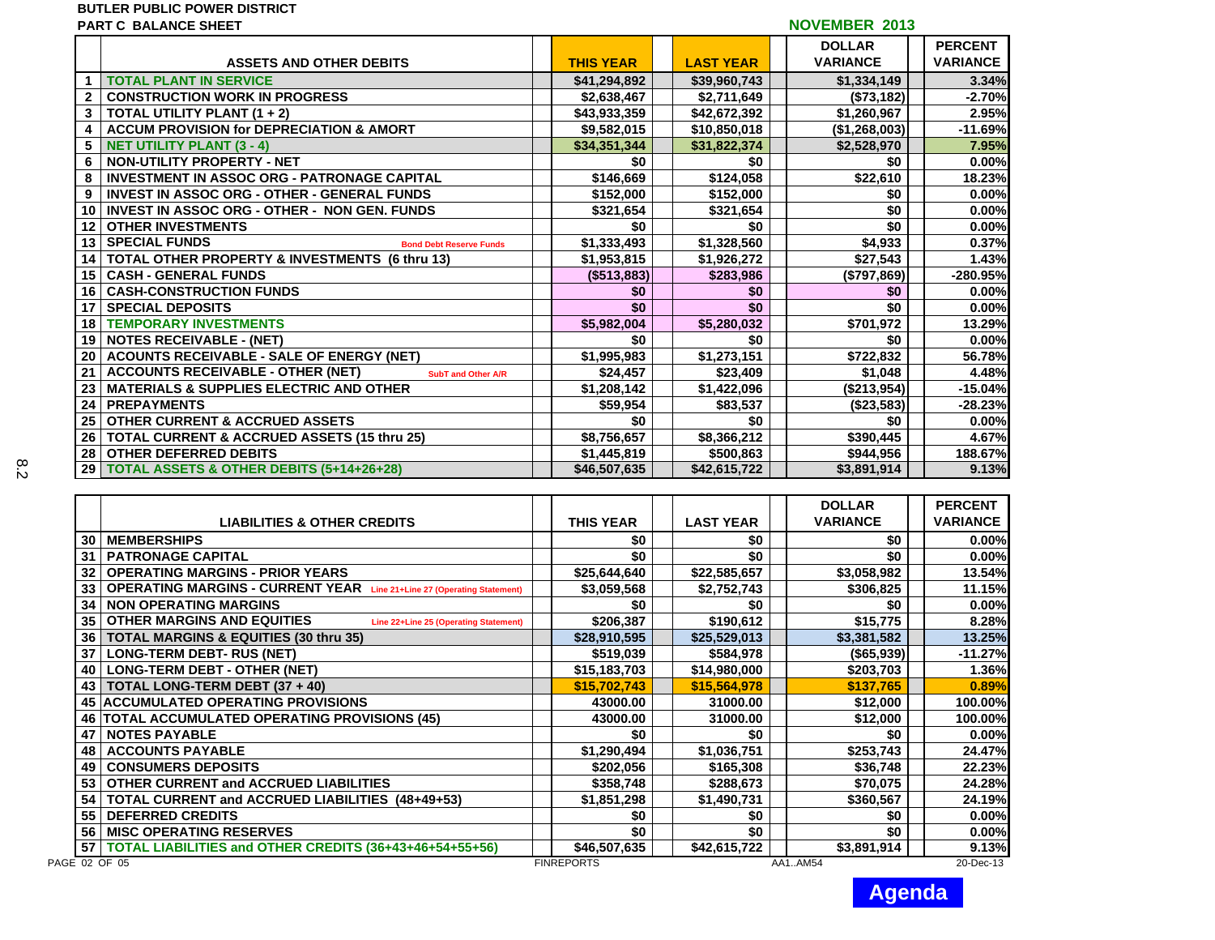**BUTLER PUBLIC POWER DISTRICT**

**PART C BALANCE SHEET**

**NOVEMBER 2013**

| | ASSETS AND OTHER DEBITS | THIS YEAR | LAST YEAR | DOLLAR VARIANCE | PERCENT VARIANCE |
|---|---|---|---|---|---|
| 1 | TOTAL PLANT IN SERVICE | $41,294,892 | $39,960,743 | $1,334,149 | 3.34% |
| 2 | CONSTRUCTION WORK IN PROGRESS | $2,638,467 | $2,711,649 | ($73,182) | -2.70% |
| 3 | TOTAL UTILITY PLANT (1 + 2) | $43,933,359 | $42,672,392 | $1,260,967 | 2.95% |
| 4 | ACCUM PROVISION for DEPRECIATION & AMORT | $9,582,015 | $10,850,018 | ($1,268,003) | -11.69% |
| 5 | NET UTILITY PLANT (3 - 4) | $34,351,344 | $31,822,374 | $2,528,970 | 7.95% |
| 6 | NON-UTILITY PROPERTY - NET | $0 | $0 | $0 | 0.00% |
| 8 | INVESTMENT IN ASSOC ORG - PATRONAGE CAPITAL | $146,669 | $124,058 | $22,610 | 18.23% |
| 9 | INVEST IN ASSOC ORG - OTHER - GENERAL FUNDS | $152,000 | $152,000 | $0 | 0.00% |
| 10 | INVEST IN ASSOC ORG - OTHER - NON GEN. FUNDS | $321,654 | $321,654 | $0 | 0.00% |
| 12 | OTHER INVESTMENTS | $0 | $0 | $0 | 0.00% |
| 13 | SPECIAL FUNDS — Bond Debt Reserve Funds | $1,333,493 | $1,328,560 | $4,933 | 0.37% |
| 14 | TOTAL OTHER PROPERTY & INVESTMENTS (6 thru 13) | $1,953,815 | $1,926,272 | $27,543 | 1.43% |
| 15 | CASH - GENERAL FUNDS | ($513,883) | $283,986 | ($797,869) | -280.95% |
| 16 | CASH-CONSTRUCTION FUNDS | $0 | $0 | $0 | 0.00% |
| 17 | SPECIAL DEPOSITS | $0 | $0 | $0 | 0.00% |
| 18 | TEMPORARY INVESTMENTS | $5,982,004 | $5,280,032 | $701,972 | 13.29% |
| 19 | NOTES RECEIVABLE - (NET) | $0 | $0 | $0 | 0.00% |
| 20 | ACOUNTS RECEIVABLE - SALE OF ENERGY (NET) | $1,995,983 | $1,273,151 | $722,832 | 56.78% |
| 21 | ACCOUNTS RECEIVABLE - OTHER (NET) — SubT and Other A/R | $24,457 | $23,409 | $1,048 | 4.48% |
| 23 | MATERIALS & SUPPLIES ELECTRIC AND OTHER | $1,208,142 | $1,422,096 | ($213,954) | -15.04% |
| 24 | PREPAYMENTS | $59,954 | $83,537 | ($23,583) | -28.23% |
| 25 | OTHER CURRENT & ACCRUED ASSETS | $0 | $0 | $0 | 0.00% |
| 26 | TOTAL CURRENT & ACCRUED ASSETS (15 thru 25) | $8,756,657 | $8,366,212 | $390,445 | 4.67% |
| 28 | OTHER DEFERRED DEBITS | $1,445,819 | $500,863 | $944,956 | 188.67% |
| 29 | TOTAL ASSETS & OTHER DEBITS (5+14+26+28) | $46,507,635 | $42,615,722 | $3,891,914 | 9.13% |

| | LIABILITIES & OTHER CREDITS | THIS YEAR | LAST YEAR | DOLLAR VARIANCE | PERCENT VARIANCE |
|---|---|---|---|---|---|
| 30 | MEMBERSHIPS | $0 | $0 | $0 | 0.00% |
| 31 | PATRONAGE CAPITAL | $0 | $0 | $0 | 0.00% |
| 32 | OPERATING MARGINS - PRIOR YEARS | $25,644,640 | $22,585,657 | $3,058,982 | 13.54% |
| 33 | OPERATING MARGINS - CURRENT YEAR — Line 21+Line 27 (Operating Statement) | $3,059,568 | $2,752,743 | $306,825 | 11.15% |
| 34 | NON OPERATING MARGINS | $0 | $0 | $0 | 0.00% |
| 35 | OTHER MARGINS AND EQUITIES — Line 22+Line 25 (Operating Statement) | $206,387 | $190,612 | $15,775 | 8.28% |
| 36 | TOTAL MARGINS & EQUITIES (30 thru 35) | $28,910,595 | $25,529,013 | $3,381,582 | 13.25% |
| 37 | LONG-TERM DEBT- RUS (NET) | $519,039 | $584,978 | ($65,939) | -11.27% |
| 40 | LONG-TERM DEBT - OTHER (NET) | $15,183,703 | $14,980,000 | $203,703 | 1.36% |
| 43 | TOTAL LONG-TERM DEBT (37 + 40) | $15,702,743 | $15,564,978 | $137,765 | 0.89% |
| 45 | ACCUMULATED OPERATING PROVISIONS | 43000.00 | 31000.00 | $12,000 | 100.00% |
| 46 | TOTAL ACCUMULATED OPERATING PROVISIONS (45) | 43000.00 | 31000.00 | $12,000 | 100.00% |
| 47 | NOTES PAYABLE | $0 | $0 | $0 | 0.00% |
| 48 | ACCOUNTS PAYABLE | $1,290,494 | $1,036,751 | $253,743 | 24.47% |
| 49 | CONSUMERS DEPOSITS | $202,056 | $165,308 | $36,748 | 22.23% |
| 53 | OTHER CURRENT and ACCRUED LIABILITIES | $358,748 | $288,673 | $70,075 | 24.28% |
| 54 | TOTAL CURRENT and ACCRUED LIABILITIES (48+49+53) | $1,851,298 | $1,490,731 | $360,567 | 24.19% |
| 55 | DEFERRED CREDITS | $0 | $0 | $0 | 0.00% |
| 56 | MISC OPERATING RESERVES | $0 | $0 | $0 | 0.00% |
| 57 | TOTAL LIABILITIES and OTHER CREDITS (36+43+46+54+55+56) | $46,507,635 | $42,615,722 | $3,891,914 | 9.13% |

FINREPORTS AA1..AM54 20-Dec-13

**Agenda**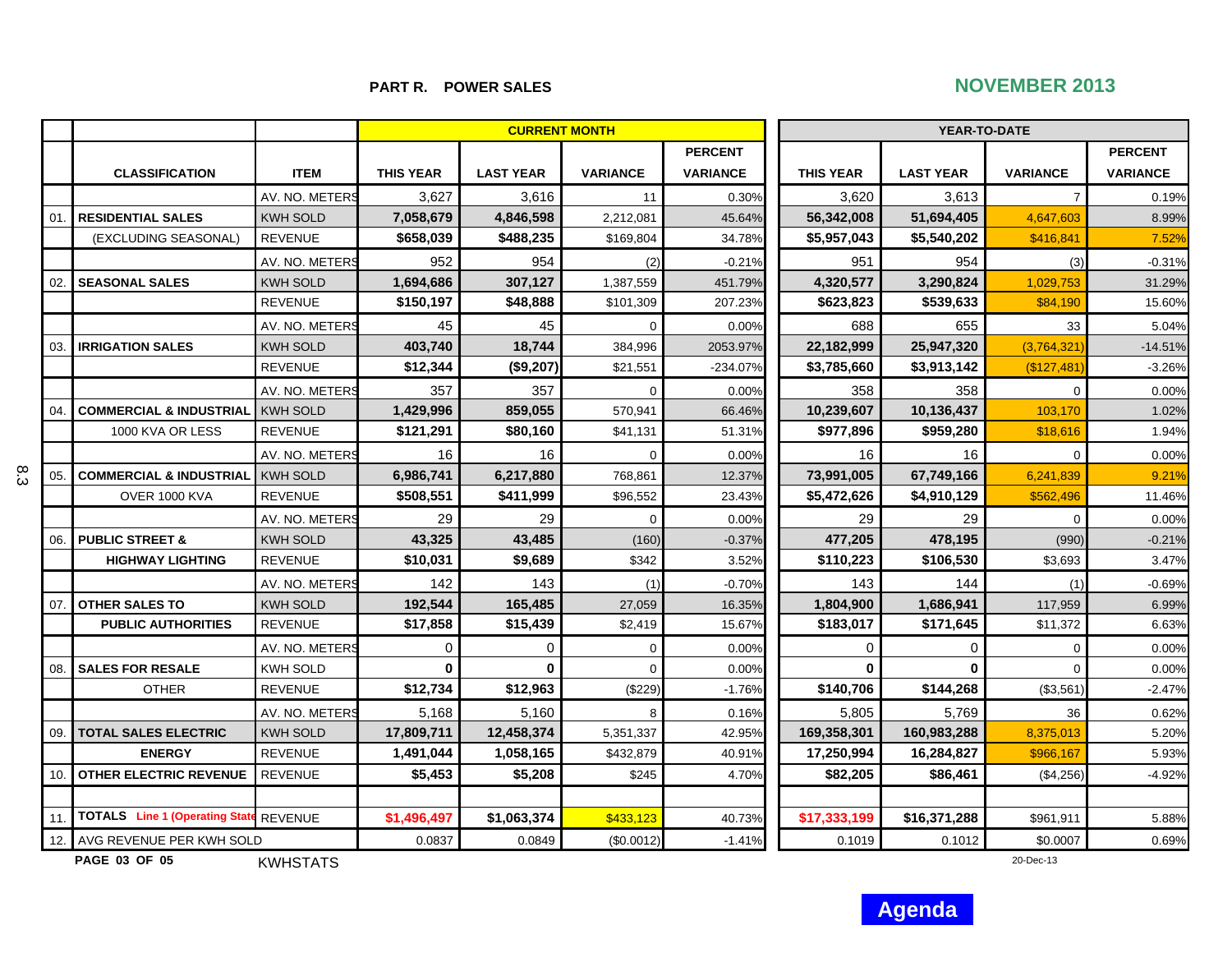**PART R. POWER SALES**

**NOVEMBER 2013**

| | CLASSIFICATION | ITEM | CURRENT MONTH THIS YEAR | LAST YEAR | VARIANCE | PERCENT VARIANCE | YEAR-TO-DATE THIS YEAR | LAST YEAR | VARIANCE | PERCENT VARIANCE |
|---|---|---|---|---|---|---|---|---|---|---|
| | | AV. NO. METERS | 3,627 | 3,616 | 11 | 0.30% | 3,620 | 3,613 | 7 | 0.19% |
| 01. | **RESIDENTIAL SALES** | KWH SOLD | **7,058,679** | **4,846,598** | 2,212,081 | 45.64% | **56,342,008** | **51,694,405** | 4,647,603 | 8.99% |
| | (EXCLUDING SEASONAL) | REVENUE | **$658,039** | **$488,235** | $169,804 | 34.78% | **$5,957,043** | **$5,540,202** | $416,841 | 7.52% |
| | | AV. NO. METERS | 952 | 954 | (2) | -0.21% | 951 | 954 | (3) | -0.31% |
| 02. | **SEASONAL SALES** | KWH SOLD | **1,694,686** | **307,127** | 1,387,559 | 451.79% | **4,320,577** | **3,290,824** | 1,029,753 | 31.29% |
| | | REVENUE | **$150,197** | **$48,888** | $101,309 | 207.23% | **$623,823** | **$539,633** | $84,190 | 15.60% |
| | | AV. NO. METERS | 45 | 45 | 0 | 0.00% | 688 | 655 | 33 | 5.04% |
| 03. | **IRRIGATION SALES** | KWH SOLD | **403,740** | **18,744** | 384,996 | 2053.97% | **22,182,999** | **25,947,320** | (3,764,321) | -14.51% |
| | | REVENUE | **$12,344** | **($9,207)** | $21,551 | -234.07% | **$3,785,660** | **$3,913,142** | ($127,481) | -3.26% |
| | | AV. NO. METERS | 357 | 357 | 0 | 0.00% | 358 | 358 | 0 | 0.00% |
| 04. | **COMMERCIAL & INDUSTRIAL** | KWH SOLD | **1,429,996** | **859,055** | 570,941 | 66.46% | **10,239,607** | **10,136,437** | 103,170 | 1.02% |
| | 1000 KVA OR LESS | REVENUE | **$121,291** | **$80,160** | $41,131 | 51.31% | **$977,896** | **$959,280** | $18,616 | 1.94% |
| | | AV. NO. METERS | 16 | 16 | 0 | 0.00% | 16 | 16 | 0 | 0.00% |
| 05. | **COMMERCIAL & INDUSTRIAL** | KWH SOLD | **6,986,741** | **6,217,880** | 768,861 | 12.37% | **73,991,005** | **67,749,166** | 6,241,839 | 9.21% |
| | OVER 1000 KVA | REVENUE | **$508,551** | **$411,999** | $96,552 | 23.43% | **$5,472,626** | **$4,910,129** | $562,496 | 11.46% |
| | | AV. NO. METERS | 29 | 29 | 0 | 0.00% | 29 | 29 | 0 | 0.00% |
| 06. | **PUBLIC STREET &** | KWH SOLD | **43,325** | **43,485** | (160) | -0.37% | **477,205** | **478,195** | (990) | -0.21% |
| | **HIGHWAY LIGHTING** | REVENUE | **$10,031** | **$9,689** | $342 | 3.52% | **$110,223** | **$106,530** | $3,693 | 3.47% |
| | | AV. NO. METERS | 142 | 143 | (1) | -0.70% | 143 | 144 | (1) | -0.69% |
| 07. | **OTHER SALES TO** | KWH SOLD | **192,544** | **165,485** | 27,059 | 16.35% | **1,804,900** | **1,686,941** | 117,959 | 6.99% |
| | **PUBLIC AUTHORITIES** | REVENUE | **$17,858** | **$15,439** | $2,419 | 15.67% | **$183,017** | **$171,645** | $11,372 | 6.63% |
| | | AV. NO. METERS | 0 | 0 | 0 | 0.00% | 0 | 0 | 0 | 0.00% |
| 08. | **SALES FOR RESALE** | KWH SOLD | **0** | **0** | 0 | 0.00% | **0** | **0** | 0 | 0.00% |
| | OTHER | REVENUE | **$12,734** | **$12,963** | ($229) | -1.76% | **$140,706** | **$144,268** | ($3,561) | -2.47% |
| | | AV. NO. METERS | 5,168 | 5,160 | 8 | 0.16% | 5,805 | 5,769 | 36 | 0.62% |
| 09. | **TOTAL SALES ELECTRIC** | KWH SOLD | **17,809,711** | **12,458,374** | 5,351,337 | 42.95% | **169,358,301** | **160,983,288** | 8,375,013 | 5.20% |
| | **ENERGY** | REVENUE | **1,491,044** | **1,058,165** | $432,879 | 40.91% | **17,250,994** | **16,284,827** | $966,167 | 5.93% |
| 10. | **OTHER ELECTRIC REVENUE** | REVENUE | **$5,453** | **$5,208** | $245 | 4.70% | **$82,205** | **$86,461** | ($4,256) | -4.92% |
| | | | | | | | | | | |
| 11. | **TOTALS Line 1 (Operating State** | REVENUE | **$1,496,497** | **$1,063,374** | $433,123 | 40.73% | **$17,333,199** | **$16,371,288** | $961,911 | 5.88% |
| 12. | AVG REVENUE PER KWH SOLD | | 0.0837 | 0.0849 | ($0.0012) | -1.41% | 0.1019 | 0.1012 | $0.0007 | 0.69% |

**PAGE 03 OF 05** KWHSTATS 20-Dec-13

**Agenda**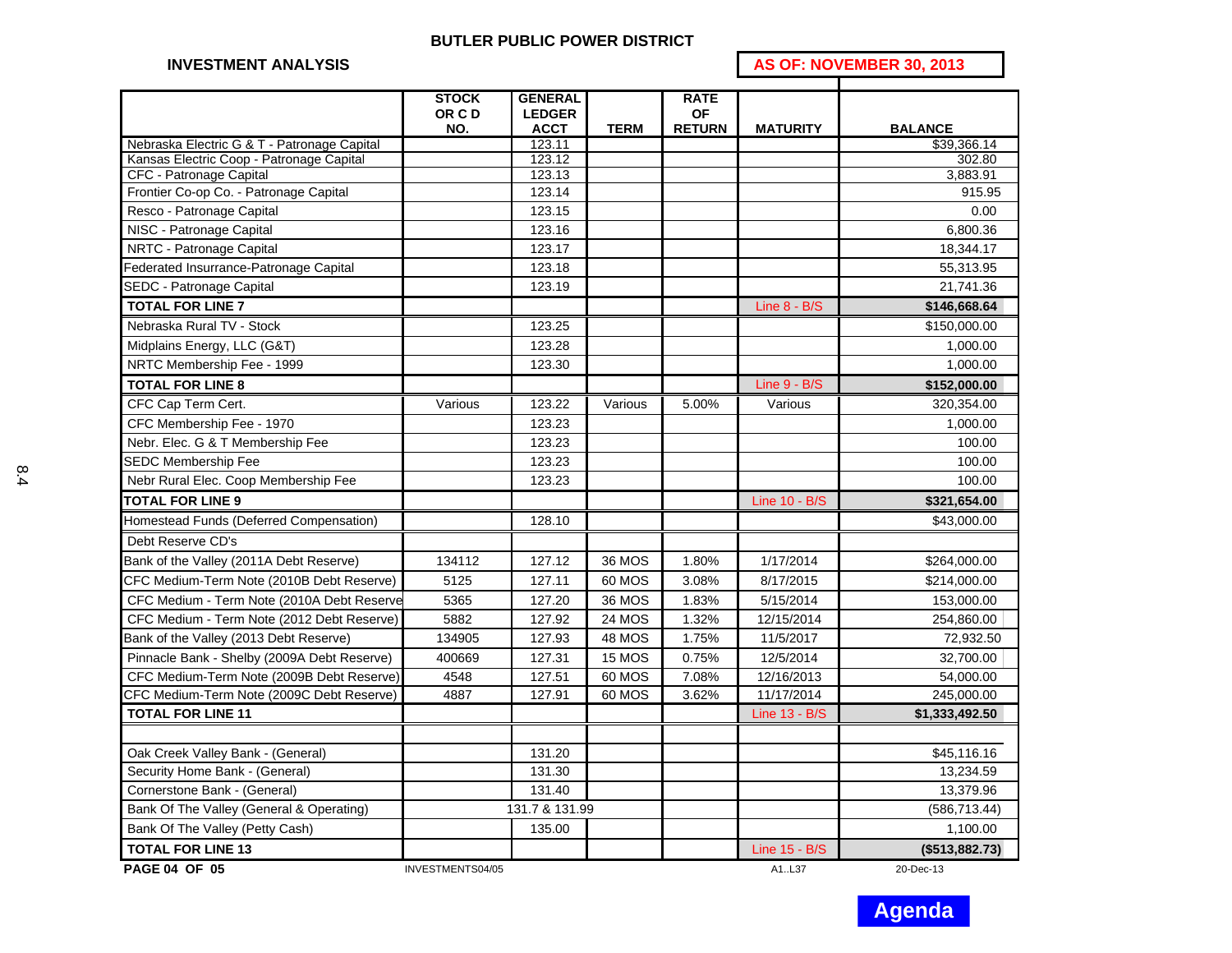# BUTLER PUBLIC POWER DISTRICT

## INVESTMENT ANALYSIS

**AS OF: NOVEMBER 30, 2013**

| | STOCK OR C D NO. | GENERAL LEDGER ACCT | TERM | RATE OF RETURN | MATURITY | BALANCE |
|---|---|---|---|---|---|---|
| Nebraska Electric G & T - Patronage Capital | | 123.11 | | | | $39,366.14 |
| Kansas Electric Coop - Patronage Capital | | 123.12 | | | | 302.80 |
| CFC - Patronage Capital | | 123.13 | | | | 3,883.91 |
| Frontier Co-op Co. - Patronage Capital | | 123.14 | | | | 915.95 |
| Resco - Patronage Capital | | 123.15 | | | | 0.00 |
| NISC - Patronage Capital | | 123.16 | | | | 6,800.36 |
| NRTC - Patronage Capital | | 123.17 | | | | 18,344.17 |
| Federated Insurrance-Patronage Capital | | 123.18 | | | | 55,313.95 |
| SEDC - Patronage Capital | | 123.19 | | | | 21,741.36 |
| **TOTAL FOR LINE 7** | | | | | Line 8 - B/S | **$146,668.64** |
| Nebraska Rural TV - Stock | | 123.25 | | | | $150,000.00 |
| Midplains Energy, LLC (G&T) | | 123.28 | | | | 1,000.00 |
| NRTC Membership Fee - 1999 | | 123.30 | | | | 1,000.00 |
| **TOTAL FOR LINE 8** | | | | | Line 9 - B/S | **$152,000.00** |
| CFC Cap Term Cert. | Various | 123.22 | Various | 5.00% | Various | 320,354.00 |
| CFC Membership Fee - 1970 | | 123.23 | | | | 1,000.00 |
| Nebr. Elec. G & T Membership Fee | | 123.23 | | | | 100.00 |
| SEDC Membership Fee | | 123.23 | | | | 100.00 |
| Nebr Rural Elec. Coop Membership Fee | | 123.23 | | | | 100.00 |
| **TOTAL FOR LINE 9** | | | | | Line 10 - B/S | **$321,654.00** |
| Homestead Funds (Deferred Compensation) | | 128.10 | | | | $43,000.00 |
| Debt Reserve CD's | | | | | | |
| Bank of the Valley (2011A Debt Reserve) | 134112 | 127.12 | 36 MOS | 1.80% | 1/17/2014 | $264,000.00 |
| CFC Medium-Term Note (2010B Debt Reserve) | 5125 | 127.11 | 60 MOS | 3.08% | 8/17/2015 | $214,000.00 |
| CFC Medium - Term Note (2010A Debt Reserve | 5365 | 127.20 | 36 MOS | 1.83% | 5/15/2014 | 153,000.00 |
| CFC Medium - Term Note (2012 Debt Reserve) | 5882 | 127.92 | 24 MOS | 1.32% | 12/15/2014 | 254,860.00 |
| Bank of the Valley (2013 Debt Reserve) | 134905 | 127.93 | 48 MOS | 1.75% | 11/5/2017 | 72,932.50 |
| Pinnacle Bank - Shelby (2009A Debt Reserve) | 400669 | 127.31 | 15 MOS | 0.75% | 12/5/2014 | 32,700.00 |
| CFC Medium-Term Note (2009B Debt Reserve) | 4548 | 127.51 | 60 MOS | 7.08% | 12/16/2013 | 54,000.00 |
| CFC Medium-Term Note (2009C Debt Reserve) | 4887 | 127.91 | 60 MOS | 3.62% | 11/17/2014 | 245,000.00 |
| **TOTAL FOR LINE 11** | | | | | Line 13 - B/S | **$1,333,492.50** |
| | | | | | | |
| Oak Creek Valley Bank - (General) | | 131.20 | | | | $45,116.16 |
| Security Home Bank - (General) | | 131.30 | | | | 13,234.59 |
| Cornerstone Bank - (General) | | 131.40 | | | | 13,379.96 |
| Bank Of The Valley (General & Operating) | | 131.7 & 131.99 | | | | (586,713.44) |
| Bank Of The Valley (Petty Cash) | | 135.00 | | | | 1,100.00 |
| **TOTAL FOR LINE 13** | | | | | Line 15 - B/S | **($513,882.73)** |

**PAGE 04 OF 05** INVESTMENTS04/05 A1..L37 20-Dec-13

8.4

**Agenda**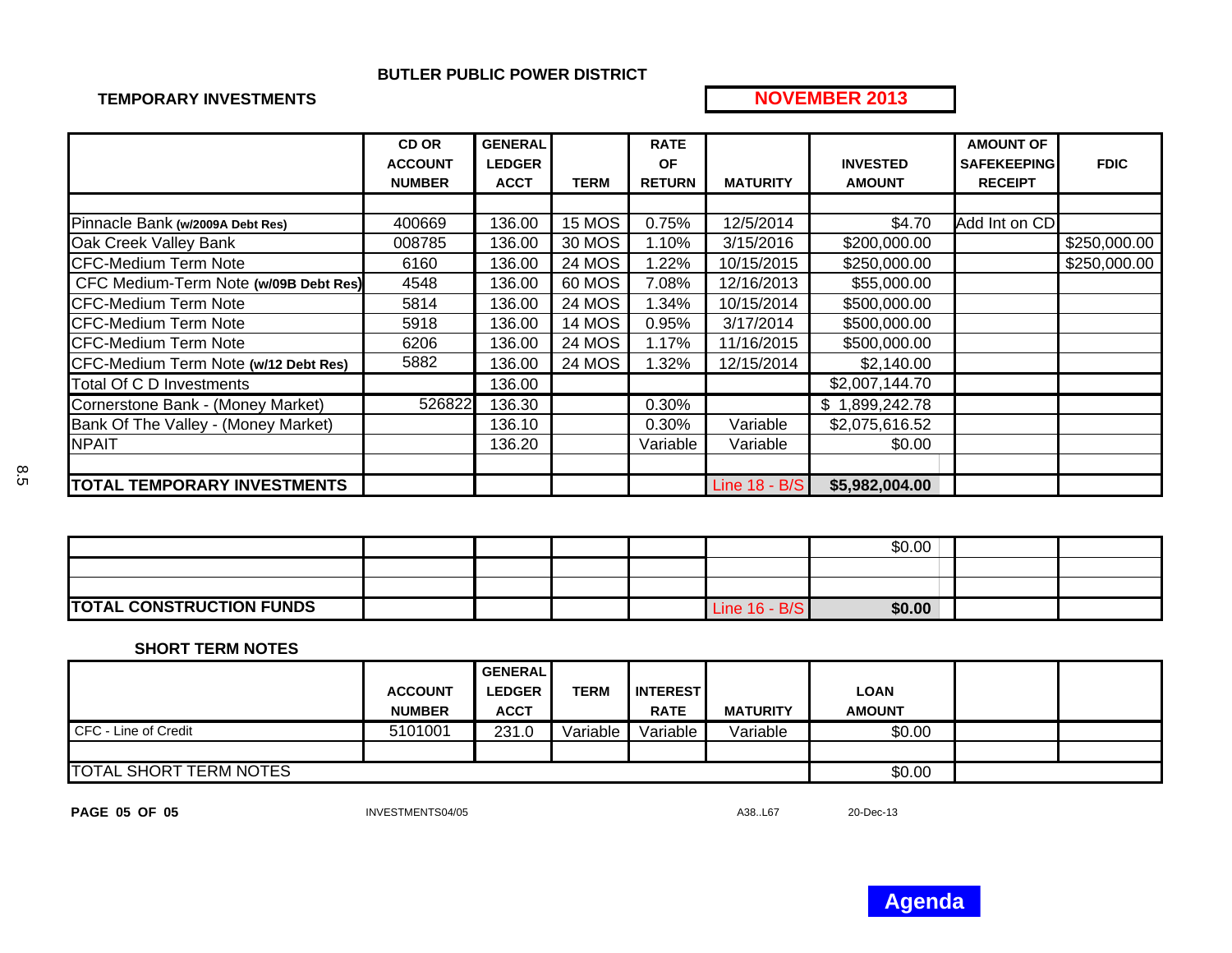# BUTLER PUBLIC POWER DISTRICT

**TEMPORARY INVESTMENTS** **NOVEMBER 2013**

| | CD OR ACCOUNT NUMBER | GENERAL LEDGER ACCT | TERM | RATE OF RETURN | MATURITY | INVESTED AMOUNT | AMOUNT OF SAFEKEEPING RECEIPT | FDIC |
|---|---|---|---|---|---|---|---|---|
| | | | | | | | | |
| Pinnacle Bank **(w/2009A Debt Res)** | 400669 | 136.00 | 15 MOS | 0.75% | 12/5/2014 | $4.70 | Add Int on CD | |
| Oak Creek Valley Bank | 008785 | 136.00 | 30 MOS | 1.10% | 3/15/2016 | $200,000.00 | | $250,000.00 |
| CFC-Medium Term Note | 6160 | 136.00 | 24 MOS | 1.22% | 10/15/2015 | $250,000.00 | | $250,000.00 |
| CFC Medium-Term Note **(w/09B Debt Res)** | 4548 | 136.00 | 60 MOS | 7.08% | 12/16/2013 | $55,000.00 | | |
| CFC-Medium Term Note | 5814 | 136.00 | 24 MOS | 1.34% | 10/15/2014 | $500,000.00 | | |
| CFC-Medium Term Note | 5918 | 136.00 | 14 MOS | 0.95% | 3/17/2014 | $500,000.00 | | |
| CFC-Medium Term Note | 6206 | 136.00 | 24 MOS | 1.17% | 11/16/2015 | $500,000.00 | | |
| CFC-Medium Term Note **(w/12 Debt Res)** | 5882 | 136.00 | 24 MOS | 1.32% | 12/15/2014 | $2,140.00 | | |
| Total Of C D Investments | | 136.00 | | | | $2,007,144.70 | | |
| Cornerstone Bank - (Money Market) | 526822 | 136.30 | | 0.30% | | $ 1,899,242.78 | | |
| Bank Of The Valley - (Money Market) | | 136.10 | | 0.30% | Variable | $2,075,616.52 | | |
| NPAIT | | 136.20 | | Variable | Variable | $0.00 | | |
| | | | | | | | | |
| **TOTAL TEMPORARY INVESTMENTS** | | | | | Line 18 - B/S | **$5,982,004.00** | | |

| | | | | | | | | |
|---|---|---|---|---|---|---|---|---|
| | | | | | | $0.00 | | |
| | | | | | | | | |
| | | | | | | | | |
| **TOTAL CONSTRUCTION FUNDS** | | | | | Line 16 - B/S | **$0.00** | | |

**SHORT TERM NOTES**

| | ACCOUNT NUMBER | GENERAL LEDGER ACCT | TERM | INTEREST RATE | MATURITY | LOAN AMOUNT | | |
|---|---|---|---|---|---|---|---|---|
| CFC - Line of Credit | 5101001 | 231.0 | Variable | Variable | Variable | $0.00 | | |
| | | | | | | | | |
| TOTAL SHORT TERM NOTES | | | | | | $0.00 | | |

INVESTMENTS04/05 A38..L67 20-Dec-13

Agenda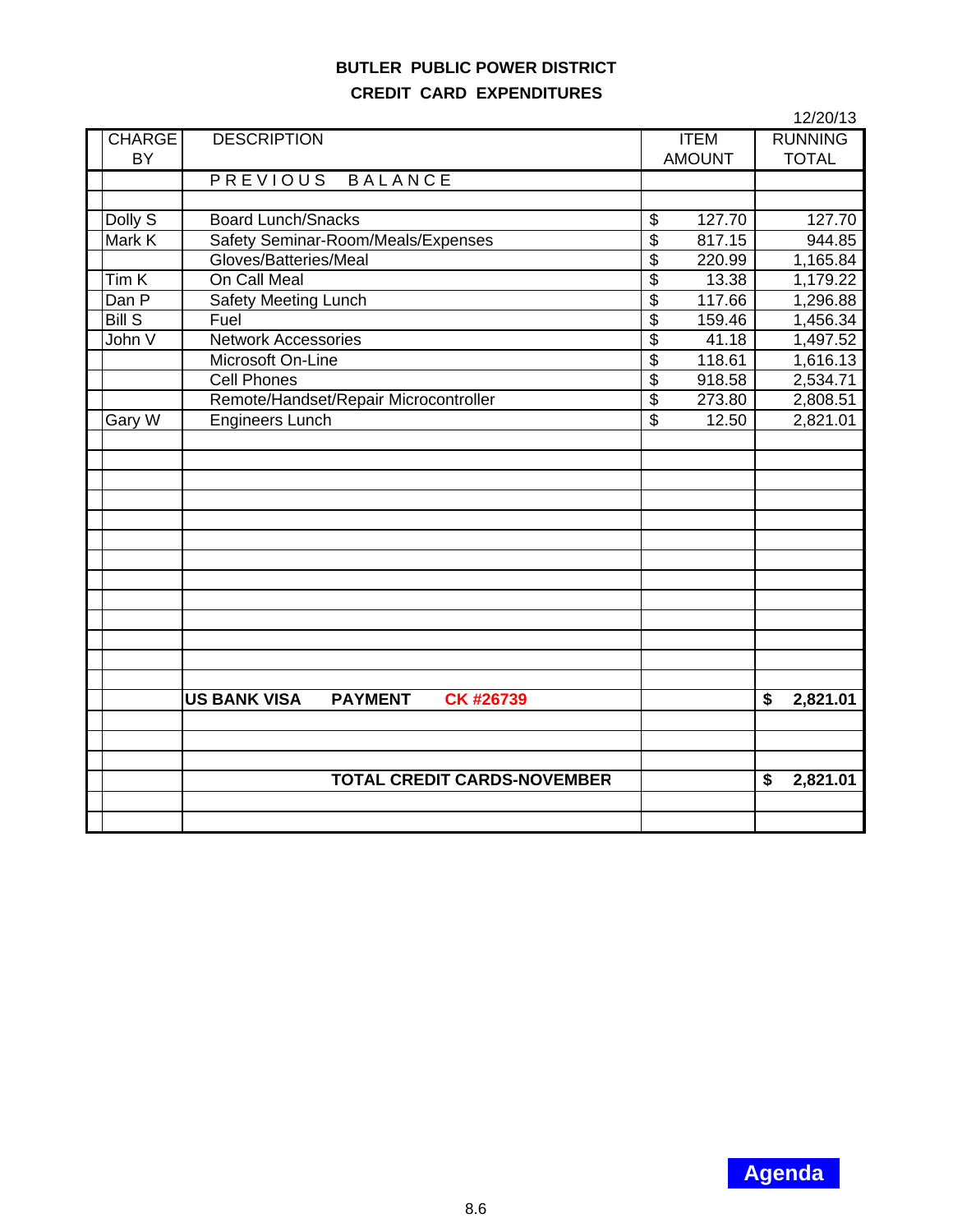# BUTLER PUBLIC POWER DISTRICT

## CREDIT CARD EXPENDITURES

12/20/13

| CHARGE BY | DESCRIPTION | ITEM AMOUNT | RUNNING TOTAL |
|---|---|---|---|
| | PREVIOUS BALANCE | | |
| Dolly S | Board Lunch/Snacks | $ 127.70 | 127.70 |
| Mark K | Safety Seminar-Room/Meals/Expenses | $ 817.15 | 944.85 |
| | Gloves/Batteries/Meal | $ 220.99 | 1,165.84 |
| Tim K | On Call Meal | $ 13.38 | 1,179.22 |
| Dan P | Safety Meeting Lunch | $ 117.66 | 1,296.88 |
| Bill S | Fuel | $ 159.46 | 1,456.34 |
| John V | Network Accessories | $ 41.18 | 1,497.52 |
| | Microsoft On-Line | $ 118.61 | 1,616.13 |
| | Cell Phones | $ 918.58 | 2,534.71 |
| | Remote/Handset/Repair Microcontroller | $ 273.80 | 2,808.51 |
| Gary W | Engineers Lunch | $ 12.50 | 2,821.01 |
| | **US BANK VISA PAYMENT CK #26739** | | **$ 2,821.01** |
| | **TOTAL CREDIT CARDS-NOVEMBER** | | **$ 2,821.01** |

Agenda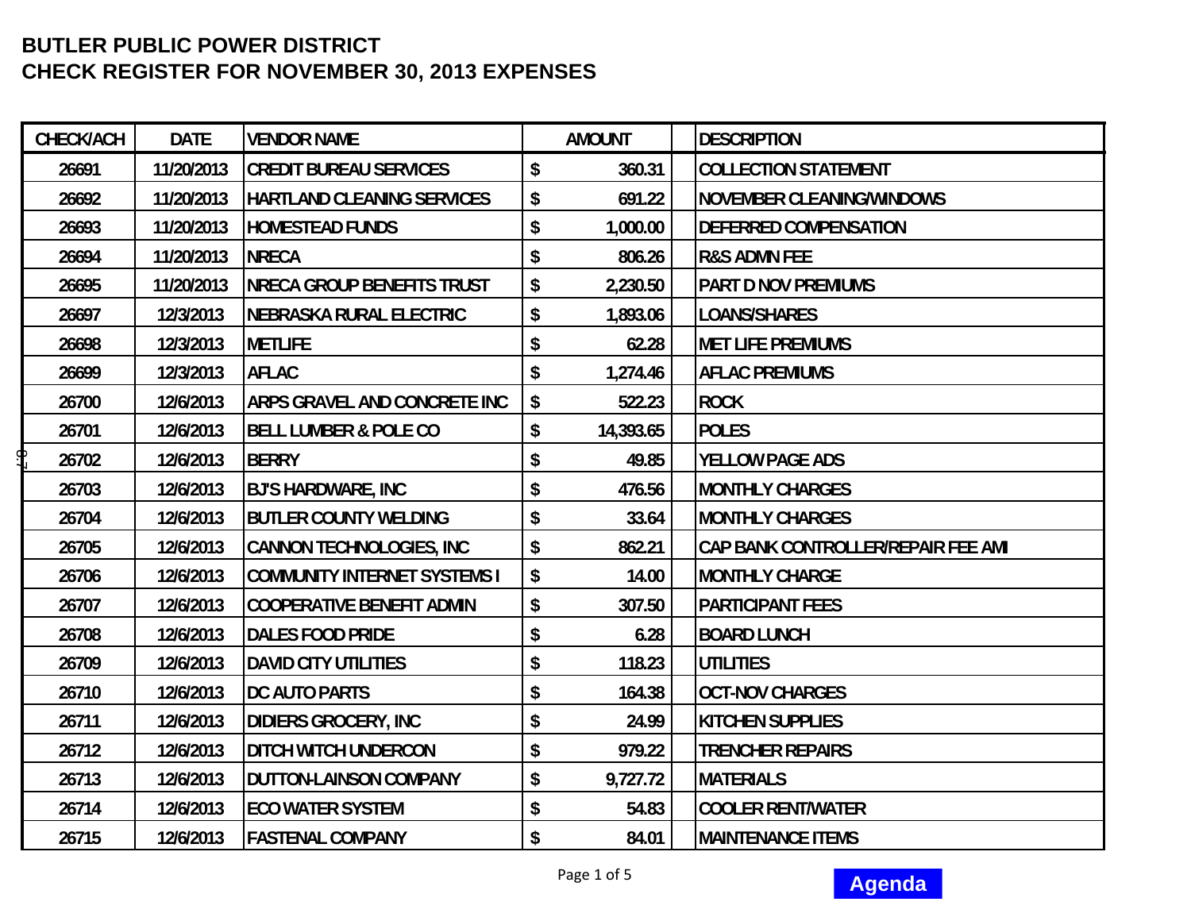# BUTLER PUBLIC POWER DISTRICT
## CHECK REGISTER FOR NOVEMBER 30, 2013 EXPENSES

| CHECK/ACH | DATE | VENDOR NAME | AMOUNT | DESCRIPTION |
|---|---|---|---|---|
| 26691 | 11/20/2013 | CREDIT BUREAU SERVICES | $ 360.31 | COLLECTION STATEMENT |
| 26692 | 11/20/2013 | HARTLAND CLEANING SERVICES | $ 691.22 | NOVEMBER CLEANING/WINDOWS |
| 26693 | 11/20/2013 | HOMESTEAD FUNDS | $ 1,000.00 | DEFERRED COMPENSATION |
| 26694 | 11/20/2013 | NRECA | $ 806.26 | R&S ADMN FEE |
| 26695 | 11/20/2013 | NRECA GROUP BENEFITS TRUST | $ 2,230.50 | PART D NOV PREMIUMS |
| 26697 | 12/3/2013 | NEBRASKA RURAL ELECTRIC | $ 1,893.06 | LOANS/SHARES |
| 26698 | 12/3/2013 | METLIFE | $ 62.28 | MET LIFE PREMIUMS |
| 26699 | 12/3/2013 | AFLAC | $ 1,274.46 | AFLAC PREMIUMS |
| 26700 | 12/6/2013 | ARPS GRAVEL AND CONCRETE INC | $ 522.23 | ROCK |
| 26701 | 12/6/2013 | BELL LUMBER & POLE CO | $ 14,393.65 | POLES |
| 26702 | 12/6/2013 | BERRY | $ 49.85 | YELLOW PAGE ADS |
| 26703 | 12/6/2013 | BJ'S HARDWARE, INC | $ 476.56 | MONTHLY CHARGES |
| 26704 | 12/6/2013 | BUTLER COUNTY WELDING | $ 33.64 | MONTHLY CHARGES |
| 26705 | 12/6/2013 | CANNON TECHNOLOGIES, INC | $ 862.21 | CAP BANK CONTROLLER/REPAIR FEE AMI |
| 26706 | 12/6/2013 | COMMUNITY INTERNET SYSTEMS I | $ 14.00 | MONTHLY CHARGE |
| 26707 | 12/6/2013 | COOPERATIVE BENEFIT ADMIN | $ 307.50 | PARTICIPANT FEES |
| 26708 | 12/6/2013 | DALES FOOD PRIDE | $ 6.28 | BOARD LUNCH |
| 26709 | 12/6/2013 | DAVID CITY UTILITIES | $ 118.23 | UTILITIES |
| 26710 | 12/6/2013 | DC AUTO PARTS | $ 164.38 | OCT-NOV CHARGES |
| 26711 | 12/6/2013 | DIDIERS GROCERY, INC | $ 24.99 | KITCHEN SUPPLIES |
| 26712 | 12/6/2013 | DITCH WITCH UNDERCON | $ 979.22 | TRENCHER REPAIRS |
| 26713 | 12/6/2013 | DUTTON-LAINSON COMPANY | $ 9,727.72 | MATERIALS |
| 26714 | 12/6/2013 | ECO WATER SYSTEM | $ 54.83 | COOLER RENT/WATER |
| 26715 | 12/6/2013 | FASTENAL COMPANY | $ 84.01 | MAINTENANCE ITEMS |

Agenda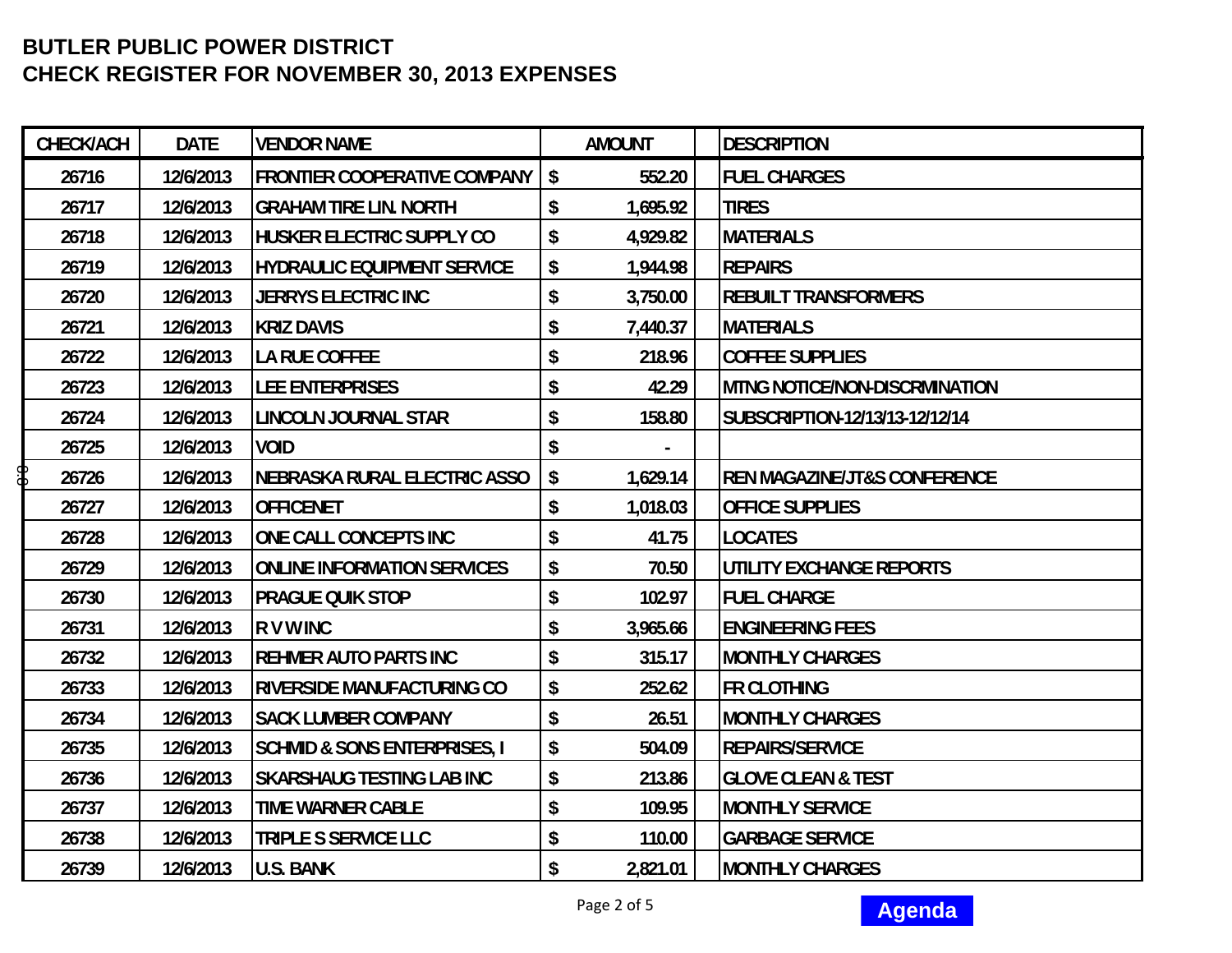# BUTLER PUBLIC POWER DISTRICT
# CHECK REGISTER FOR NOVEMBER 30, 2013 EXPENSES

| CHECK/ACH | DATE | VENDOR NAME | AMOUNT | DESCRIPTION |
|---|---|---|---|---|
| 26716 | 12/6/2013 | FRONTIER COOPERATIVE COMPANY | $ 552.20 | FUEL CHARGES |
| 26717 | 12/6/2013 | GRAHAM TIRE LIN. NORTH | $ 1,695.92 | TIRES |
| 26718 | 12/6/2013 | HUSKER ELECTRIC SUPPLY CO | $ 4,929.82 | MATERIALS |
| 26719 | 12/6/2013 | HYDRAULIC EQUIPMENT SERVICE | $ 1,944.98 | REPAIRS |
| 26720 | 12/6/2013 | JERRYS ELECTRIC INC | $ 3,750.00 | REBUILT TRANSFORMERS |
| 26721 | 12/6/2013 | KRIZ DAVIS | $ 7,440.37 | MATERIALS |
| 26722 | 12/6/2013 | LA RUE COFFEE | $ 218.96 | COFFEE SUPPLIES |
| 26723 | 12/6/2013 | LEE ENTERPRISES | $ 42.29 | MTNG NOTICE/NON-DISCRMINATION |
| 26724 | 12/6/2013 | LINCOLN JOURNAL STAR | $ 158.80 | SUBSCRIPTION-12/13/13-12/12/14 |
| 26725 | 12/6/2013 | VOID | $ - | |
| 26726 | 12/6/2013 | NEBRASKA RURAL ELECTRIC ASSO | $ 1,629.14 | REN MAGAZINE/JT&S CONFERENCE |
| 26727 | 12/6/2013 | OFFICENET | $ 1,018.03 | OFFICE SUPPLIES |
| 26728 | 12/6/2013 | ONE CALL CONCEPTS INC | $ 41.75 | LOCATES |
| 26729 | 12/6/2013 | ONLINE INFORMATION SERVICES | $ 70.50 | UTILITY EXCHANGE REPORTS |
| 26730 | 12/6/2013 | PRAGUE QUIK STOP | $ 102.97 | FUEL CHARGE |
| 26731 | 12/6/2013 | R V W INC | $ 3,965.66 | ENGINEERING FEES |
| 26732 | 12/6/2013 | REHMER AUTO PARTS INC | $ 315.17 | MONTHLY CHARGES |
| 26733 | 12/6/2013 | RIVERSIDE MANUFACTURING CO | $ 252.62 | FR CLOTHING |
| 26734 | 12/6/2013 | SACK LUMBER COMPANY | $ 26.51 | MONTHLY CHARGES |
| 26735 | 12/6/2013 | SCHMID & SONS ENTERPRISES, I | $ 504.09 | REPAIRS/SERVICE |
| 26736 | 12/6/2013 | SKARSHAUG TESTING LAB INC | $ 213.86 | GLOVE CLEAN & TEST |
| 26737 | 12/6/2013 | TIME WARNER CABLE | $ 109.95 | MONTHLY SERVICE |
| 26738 | 12/6/2013 | TRIPLE S SERVICE LLC | $ 110.00 | GARBAGE SERVICE |
| 26739 | 12/6/2013 | U.S. BANK | $ 2,821.01 | MONTHLY CHARGES |

Agenda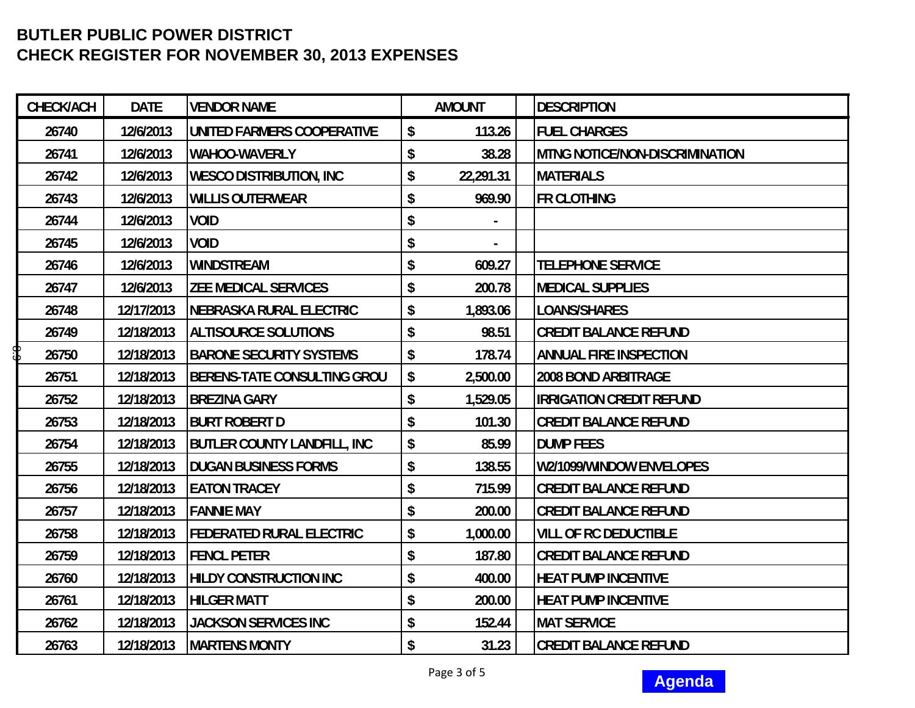**BUTLER PUBLIC POWER DISTRICT**
**CHECK REGISTER FOR NOVEMBER 30, 2013 EXPENSES**

| CHECK/ACH | DATE | VENDOR NAME | AMOUNT | DESCRIPTION |
|---|---|---|---|---|
| 26740 | 12/6/2013 | UNITED FARMERS COOPERATIVE | $ 113.26 | FUEL CHARGES |
| 26741 | 12/6/2013 | WAHOO-WAVERLY | $ 38.28 | MTNG NOTICE/NON-DISCRIMINATION |
| 26742 | 12/6/2013 | WESCO DISTRIBUTION, INC | $ 22,291.31 | MATERIALS |
| 26743 | 12/6/2013 | WILLIS OUTERWEAR | $ 969.90 | FR CLOTHING |
| 26744 | 12/6/2013 | VOID | $ - | |
| 26745 | 12/6/2013 | VOID | $ - | |
| 26746 | 12/6/2013 | WINDSTREAM | $ 609.27 | TELEPHONE SERVICE |
| 26747 | 12/6/2013 | ZEE MEDICAL SERVICES | $ 200.78 | MEDICAL SUPPLIES |
| 26748 | 12/17/2013 | NEBRASKA RURAL ELECTRIC | $ 1,893.06 | LOANS/SHARES |
| 26749 | 12/18/2013 | ALTISOURCE SOLUTIONS | $ 98.51 | CREDIT BALANCE REFUND |
| 26750 | 12/18/2013 | BARONE SECURITY SYSTEMS | $ 178.74 | ANNUAL FIRE INSPECTION |
| 26751 | 12/18/2013 | BERENS-TATE CONSULTING GROU | $ 2,500.00 | 2008 BOND ARBITRAGE |
| 26752 | 12/18/2013 | BREZINA GARY | $ 1,529.05 | IRRIGATION CREDIT REFUND |
| 26753 | 12/18/2013 | BURT ROBERT D | $ 101.30 | CREDIT BALANCE REFUND |
| 26754 | 12/18/2013 | BUTLER COUNTY LANDFILL, INC | $ 85.99 | DUMP FEES |
| 26755 | 12/18/2013 | DUGAN BUSINESS FORMS | $ 138.55 | W2/1099/WINDOW ENVELOPES |
| 26756 | 12/18/2013 | EATON TRACEY | $ 715.99 | CREDIT BALANCE REFUND |
| 26757 | 12/18/2013 | FANNIE MAY | $ 200.00 | CREDIT BALANCE REFUND |
| 26758 | 12/18/2013 | FEDERATED RURAL ELECTRIC | $ 1,000.00 | VILL OF RC DEDUCTIBLE |
| 26759 | 12/18/2013 | FENCL PETER | $ 187.80 | CREDIT BALANCE REFUND |
| 26760 | 12/18/2013 | HILDY CONSTRUCTION INC | $ 400.00 | HEAT PUMP INCENTIVE |
| 26761 | 12/18/2013 | HILGER MATT | $ 200.00 | HEAT PUMP INCENTIVE |
| 26762 | 12/18/2013 | JACKSON SERVICES INC | $ 152.44 | MAT SERVICE |
| 26763 | 12/18/2013 | MARTENS MONTY | $ 31.23 | CREDIT BALANCE REFUND |

**Agenda**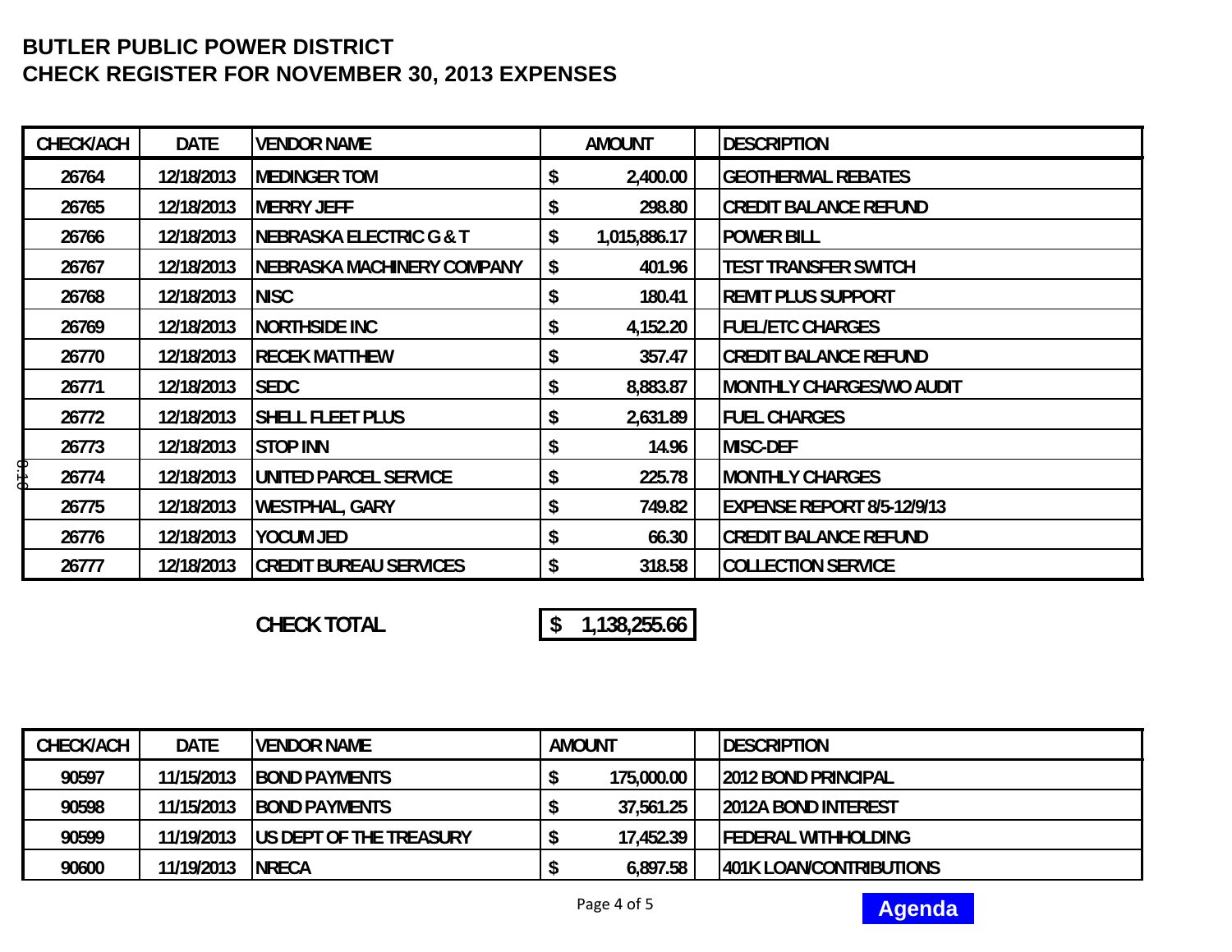# BUTLER PUBLIC POWER DISTRICT
## CHECK REGISTER FOR NOVEMBER 30, 2013 EXPENSES

| CHECK/ACH | DATE | VENDOR NAME | AMOUNT | DESCRIPTION |
|---|---|---|---|---|
| 26764 | 12/18/2013 | MEDINGER TOM | $ 2,400.00 | GEOTHERMAL REBATES |
| 26765 | 12/18/2013 | MERRY JEFF | $ 298.80 | CREDIT BALANCE REFUND |
| 26766 | 12/18/2013 | NEBRASKA ELECTRIC G & T | $ 1,015,886.17 | POWER BILL |
| 26767 | 12/18/2013 | NEBRASKA MACHINERY COMPANY | $ 401.96 | TEST TRANSFER SWITCH |
| 26768 | 12/18/2013 | NISC | $ 180.41 | REMIT PLUS SUPPORT |
| 26769 | 12/18/2013 | NORTHSIDE INC | $ 4,152.20 | FUEL/ETC CHARGES |
| 26770 | 12/18/2013 | RECEK MATTHEW | $ 357.47 | CREDIT BALANCE REFUND |
| 26771 | 12/18/2013 | SEDC | $ 8,883.87 | MONTHLY CHARGES/WO AUDIT |
| 26772 | 12/18/2013 | SHELL FLEET PLUS | $ 2,631.89 | FUEL CHARGES |
| 26773 | 12/18/2013 | STOP INN | $ 14.96 | MISC-DEF |
| 26774 | 12/18/2013 | UNITED PARCEL SERVICE | $ 225.78 | MONTHLY CHARGES |
| 26775 | 12/18/2013 | WESTPHAL, GARY | $ 749.82 | EXPENSE REPORT 8/5-12/9/13 |
| 26776 | 12/18/2013 | YOCUM JED | $ 66.30 | CREDIT BALANCE REFUND |
| 26777 | 12/18/2013 | CREDIT BUREAU SERVICES | $ 318.58 | COLLECTION SERVICE |

**CHECK TOTAL** **$ 1,138,255.66**

| CHECK/ACH | DATE | VENDOR NAME | AMOUNT | DESCRIPTION |
|---|---|---|---|---|
| 90597 | 11/15/2013 | BOND PAYMENTS | $ 175,000.00 | 2012 BOND PRINCIPAL |
| 90598 | 11/15/2013 | BOND PAYMENTS | $ 37,561.25 | 2012A BOND INTEREST |
| 90599 | 11/19/2013 | US DEPT OF THE TREASURY | $ 17,452.39 | FEDERAL WITHHOLDING |
| 90600 | 11/19/2013 | NRECA | $ 6,897.58 | 401K LOAN/CONTRIBUTIONS |

Agenda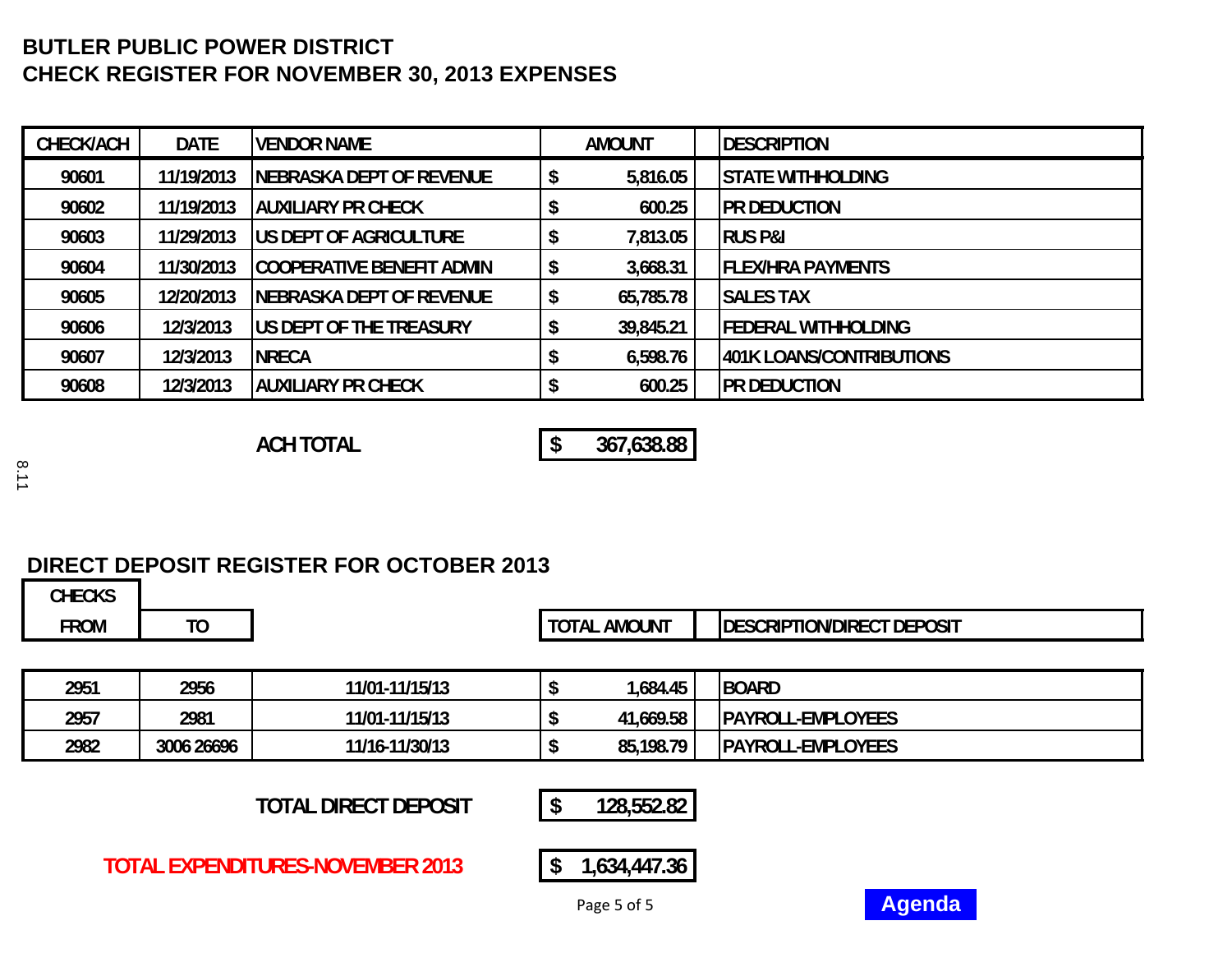# BUTLER PUBLIC POWER DISTRICT
# CHECK REGISTER FOR NOVEMBER 30, 2013 EXPENSES

| CHECK/ACH | DATE | VENDOR NAME | AMOUNT | DESCRIPTION |
|---|---|---|---|---|
| 90601 | 11/19/2013 | NEBRASKA DEPT OF REVENUE | $ 5,816.05 | STATE WITHHOLDING |
| 90602 | 11/19/2013 | AUXILIARY PR CHECK | $ 600.25 | PR DEDUCTION |
| 90603 | 11/29/2013 | US DEPT OF AGRICULTURE | $ 7,813.05 | RUS P&I |
| 90604 | 11/30/2013 | COOPERATIVE BENEFIT ADMIN | $ 3,668.31 | FLEX/HRA PAYMENTS |
| 90605 | 12/20/2013 | NEBRASKA DEPT OF REVENUE | $ 65,785.78 | SALES TAX |
| 90606 | 12/3/2013 | US DEPT OF THE TREASURY | $ 39,845.21 | FEDERAL WITHHOLDING |
| 90607 | 12/3/2013 | NRECA | $ 6,598.76 | 401K LOANS/CONTRIBUTIONS |
| 90608 | 12/3/2013 | AUXILIARY PR CHECK | $ 600.25 | PR DEDUCTION |

**ACH TOTAL** $ 367,638.88

8.11

## DIRECT DEPOSIT REGISTER FOR OCTOBER 2013

| CHECKS FROM | TO | | TOTAL AMOUNT | DESCRIPTION/DIRECT DEPOSIT |
|---|---|---|---|---|
| 2951 | 2956 | 11/01-11/15/13 | $ 1,684.45 | BOARD |
| 2957 | 2981 | 11/01-11/15/13 | $ 41,669.58 | PAYROLL-EMPLOYEES |
| 2982 | 3006 26696 | 11/16-11/30/13 | $ 85,198.79 | PAYROLL-EMPLOYEES |

**TOTAL DIRECT DEPOSIT** $ 128,552.82

**TOTAL EXPENDITURES-NOVEMBER 2013** $ 1,634,447.36

Agenda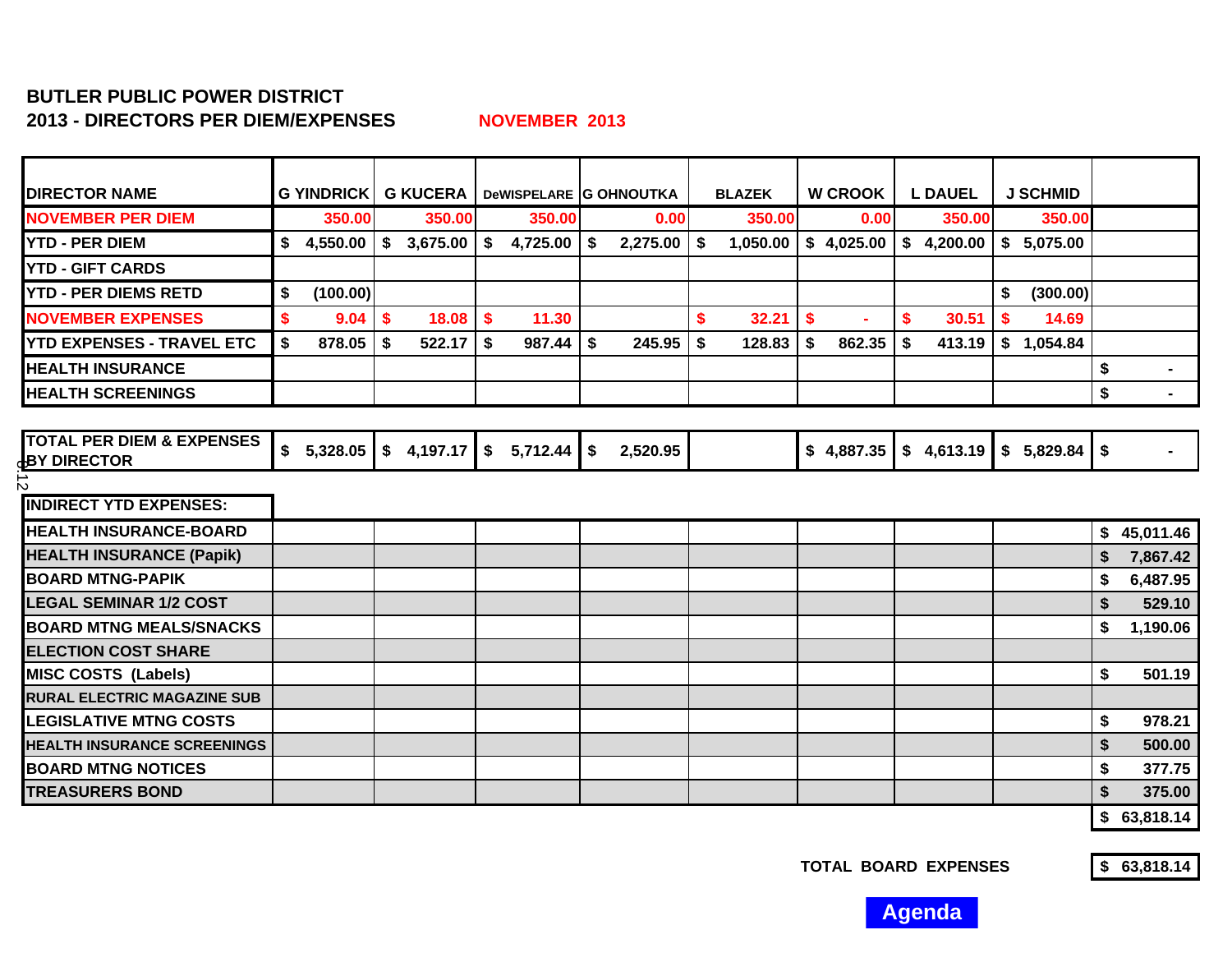**BUTLER PUBLIC POWER DISTRICT**
**2013 - DIRECTORS PER DIEM/EXPENSES** **NOVEMBER 2013**

| DIRECTOR NAME | G YINDRICK | G KUCERA | DeWISPELARE | G OHNOUTKA | BLAZEK | W CROOK | L DAUEL | J SCHMID | |
|---|---|---|---|---|---|---|---|---|---|
| NOVEMBER PER DIEM | 350.00 | 350.00 | 350.00 | 0.00 | 350.00 | 0.00 | 350.00 | 350.00 | |
| YTD - PER DIEM | $ 4,550.00 | $ 3,675.00 | $ 4,725.00 | $ 2,275.00 | $ 1,050.00 | $ 4,025.00 | $ 4,200.00 | $ 5,075.00 | |
| YTD - GIFT CARDS | | | | | | | | | |
| YTD - PER DIEMS RETD | $ (100.00) | | | | | | | $ (300.00) | |
| NOVEMBER EXPENSES | $ 9.04 | $ 18.08 | $ 11.30 | | $ 32.21 | $ - | $ 30.51 | $ 14.69 | |
| YTD EXPENSES - TRAVEL ETC | $ 878.05 | $ 522.17 | $ 987.44 | $ 245.95 | $ 128.83 | $ 862.35 | $ 413.19 | $ 1,054.84 | |
| HEALTH INSURANCE | | | | | | | | | $ - |
| HEALTH SCREENINGS | | | | | | | | | $ - |
| TOTAL PER DIEM & EXPENSES BY DIRECTOR | $ 5,328.05 | $ 4,197.17 | $ 5,712.44 | $ 2,520.95 | | $ 4,887.35 | $ 4,613.19 | $ 5,829.84 | $ - |

| INDIRECT YTD EXPENSES: | |
|---|---|
| HEALTH INSURANCE-BOARD | $ 45,011.46 |
| HEALTH INSURANCE (Papik) | $ 7,867.42 |
| BOARD MTNG-PAPIK | $ 6,487.95 |
| LEGAL SEMINAR 1/2 COST | $ 529.10 |
| BOARD MTNG MEALS/SNACKS | $ 1,190.06 |
| ELECTION COST SHARE | |
| MISC COSTS (Labels) | $ 501.19 |
| RURAL ELECTRIC MAGAZINE SUB | |
| LEGISLATIVE MTNG COSTS | $ 978.21 |
| HEALTH INSURANCE SCREENINGS | $ 500.00 |
| BOARD MTNG NOTICES | $ 377.75 |
| TREASURERS BOND | $ 375.00 |
| | $ 63,818.14 |

**TOTAL BOARD EXPENSES** **$ 63,818.14**

Agenda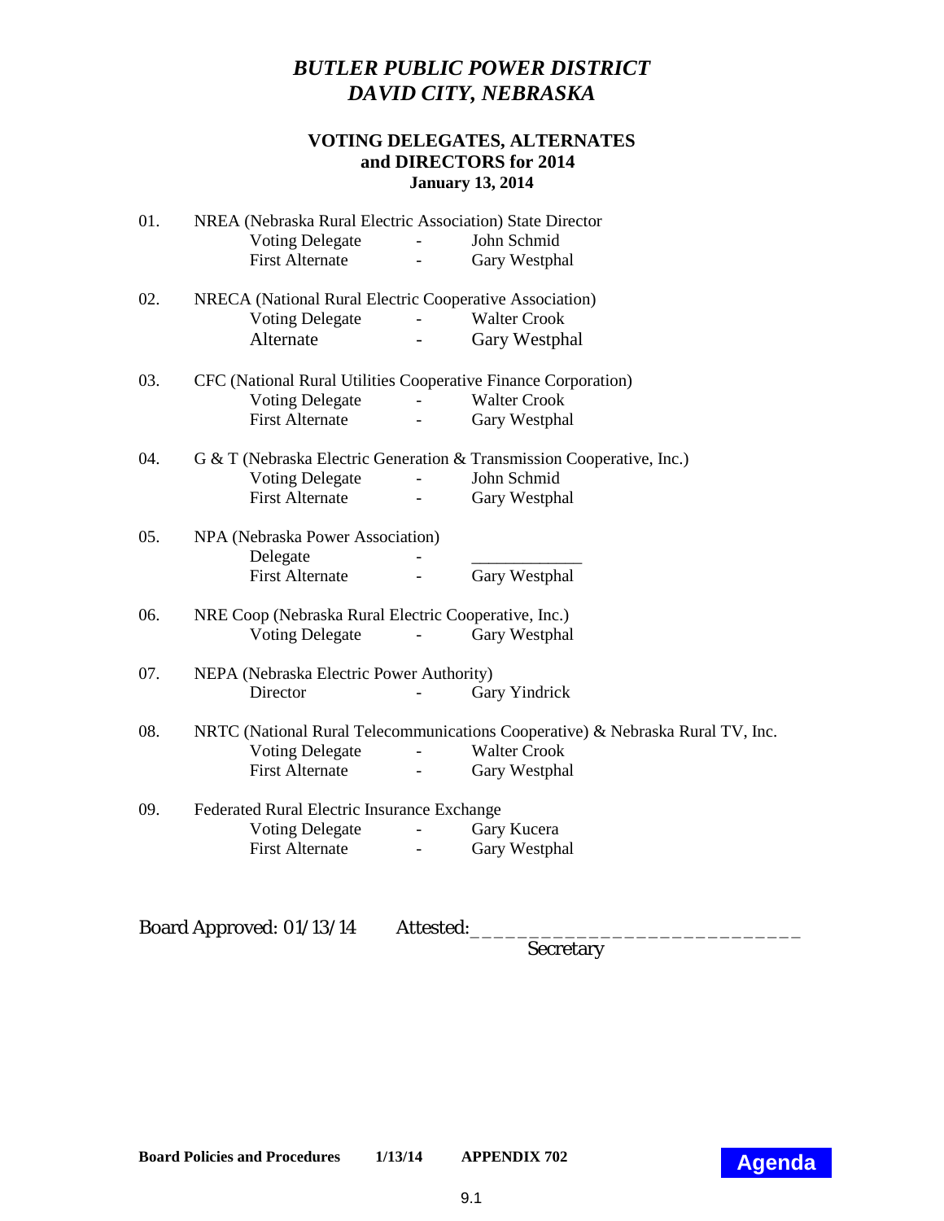# *BUTLER PUBLIC POWER DISTRICT*
# *DAVID CITY, NEBRASKA*

## VOTING DELEGATES, ALTERNATES and DIRECTORS for 2014

**January 13, 2014**

01. NREA (Nebraska Rural Electric Association) State Director
    - Voting Delegate - John Schmid
    - First Alternate - Gary Westphal

02. NRECA (National Rural Electric Cooperative Association)
    - Voting Delegate - Walter Crook
    - Alternate - Gary Westphal

03. CFC (National Rural Utilities Cooperative Finance Corporation)
    - Voting Delegate - Walter Crook
    - First Alternate - Gary Westphal

04. G & T (Nebraska Electric Generation & Transmission Cooperative, Inc.)
    - Voting Delegate - John Schmid
    - First Alternate - Gary Westphal

05. NPA (Nebraska Power Association)
    - Delegate - ____________
    - First Alternate - Gary Westphal

06. NRE Coop (Nebraska Rural Electric Cooperative, Inc.)
    - Voting Delegate - Gary Westphal

07. NEPA (Nebraska Electric Power Authority)
    - Director - Gary Yindrick

08. NRTC (National Rural Telecommunications Cooperative) & Nebraska Rural TV, Inc.
    - Voting Delegate - Walter Crook
    - First Alternate - Gary Westphal

09. Federated Rural Electric Insurance Exchange
    - Voting Delegate - Gary Kucera
    - First Alternate - Gary Westphal

Board Approved: 01/13/14 Attested:_____________________________
Secretary

**Board Policies and Procedures 1/13/14 APPENDIX 702**

**Agenda**

9.1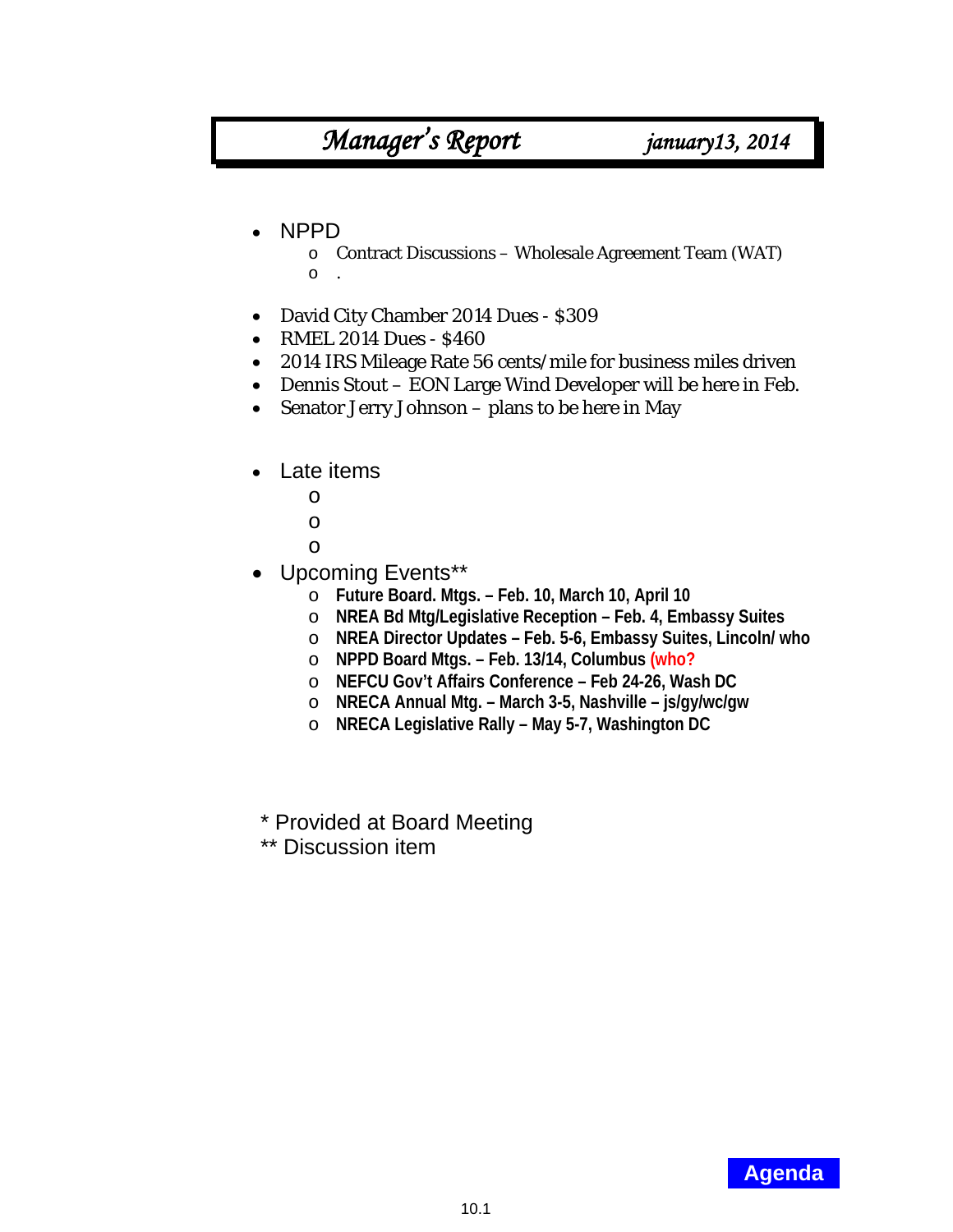# *Manager's Report* *january13, 2014*

- NPPD
  - Contract Discussions – Wholesale Agreement Team (WAT)
  - .
- David City Chamber 2014 Dues - $309
- RMEL 2014 Dues - $460
- 2014 IRS Mileage Rate 56 cents/mile for business miles driven
- Dennis Stout – EON Large Wind Developer will be here in Feb.
- Senator Jerry Johnson – plans to be here in May
- Late items
  - 
  - 
  - 
- Upcoming Events**
  - **Future Board. Mtgs. – Feb. 10, March 10, April 10**
  - **NREA Bd Mtg/Legislative Reception – Feb. 4, Embassy Suites**
  - **NREA Director Updates – Feb. 5-6, Embassy Suites, Lincoln/ who**
  - **NPPD Board Mtgs. – Feb. 13/14, Columbus (who?**
  - **NEFCU Gov't Affairs Conference – Feb 24-26, Wash DC**
  - **NRECA Annual Mtg. – March 3-5, Nashville – js/gy/wc/gw**
  - **NRECA Legislative Rally – May 5-7, Washington DC**

\* Provided at Board Meeting
\** Discussion item

Agenda

10.1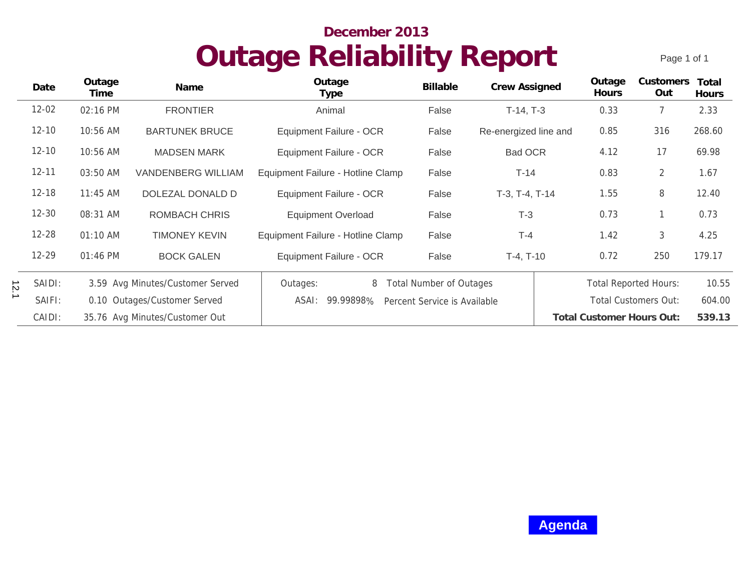## December 2013

# Outage Reliability Report

| Date | Outage Time | Name | Outage Type | Billable | Crew Assigned | Outage Hours | Customers Out | Total Hours |
|---|---|---|---|---|---|---|---|---|
| 12-02 | 02:16 PM | FRONTIER | Animal | False | T-14, T-3 | 0.33 | 7 | 2.33 |
| 12-10 | 10:56 AM | BARTUNEK BRUCE | Equipment Failure - OCR | False | Re-energized line and | 0.85 | 316 | 268.60 |
| 12-10 | 10:56 AM | MADSEN MARK | Equipment Failure - OCR | False | Bad OCR | 4.12 | 17 | 69.98 |
| 12-11 | 03:50 AM | VANDENBERG WILLIAM | Equipment Failure - Hotline Clamp | False | T-14 | 0.83 | 2 | 1.67 |
| 12-18 | 11:45 AM | DOLEZAL DONALD D | Equipment Failure - OCR | False | T-3, T-4, T-14 | 1.55 | 8 | 12.40 |
| 12-30 | 08:31 AM | ROMBACH CHRIS | Equipment Overload | False | T-3 | 0.73 | 1 | 0.73 |
| 12-28 | 01:10 AM | TIMONEY KEVIN | Equipment Failure - Hotline Clamp | False | T-4 | 1.42 | 3 | 4.25 |
| 12-29 | 01:46 PM | BOCK GALEN | Equipment Failure - OCR | False | T-4, T-10 | 0.72 | 250 | 179.17 |

| | | | | | |
|---|---|---|---|---|---|
| SAIDI: | 3.59 Avg Minutes/Customer Served | Outages: 8 | Total Number of Outages | Total Reported Hours: | 10.55 |
| SAIFI: | 0.10 Outages/Customer Served | ASAI: 99.99898% | Percent Service is Available | Total Customers Out: | 604.00 |
| CAIDI: | 35.76 Avg Minutes/Customer Out | | | **Total Customer Hours Out:** | **539.13** |

12.1

**Agenda**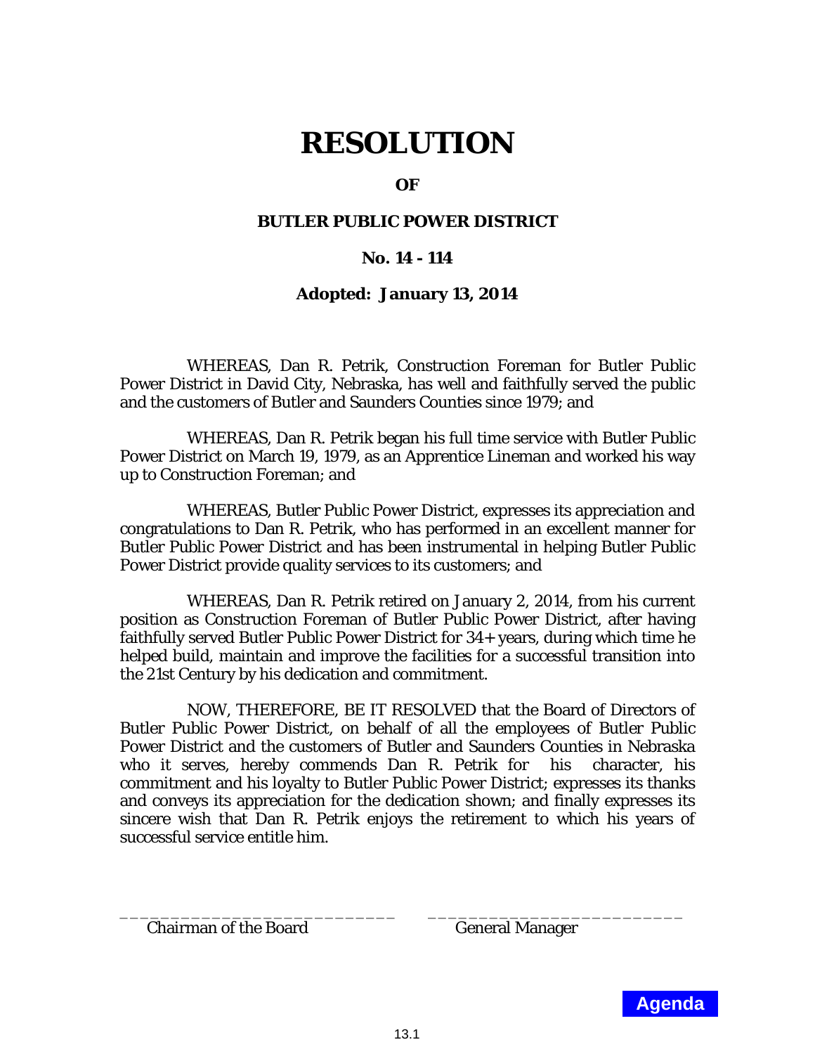# RESOLUTION

**OF**

**BUTLER PUBLIC POWER DISTRICT**

**No. 14 - 114**

**Adopted: January 13, 2014**

WHEREAS, Dan R. Petrik, Construction Foreman for Butler Public Power District in David City, Nebraska, has well and faithfully served the public and the customers of Butler and Saunders Counties since 1979; and

WHEREAS, Dan R. Petrik began his full time service with Butler Public Power District on March 19, 1979, as an Apprentice Lineman and worked his way up to Construction Foreman; and

WHEREAS, Butler Public Power District, expresses its appreciation and congratulations to Dan R. Petrik, who has performed in an excellent manner for Butler Public Power District and has been instrumental in helping Butler Public Power District provide quality services to its customers; and

WHEREAS, Dan R. Petrik retired on January 2, 2014, from his current position as Construction Foreman of Butler Public Power District, after having faithfully served Butler Public Power District for 34+ years, during which time he helped build, maintain and improve the facilities for a successful transition into the 21st Century by his dedication and commitment.

NOW, THEREFORE, BE IT RESOLVED that the Board of Directors of Butler Public Power District, on behalf of all the employees of Butler Public Power District and the customers of Butler and Saunders Counties in Nebraska who it serves, hereby commends Dan R. Petrik for his character, his commitment and his loyalty to Butler Public Power District; expresses its thanks and conveys its appreciation for the dedication shown; and finally expresses its sincere wish that Dan R. Petrik enjoys the retirement to which his years of successful service entitle him.

___________________________ ___________________________

Chairman of the Board General Manager

Agenda